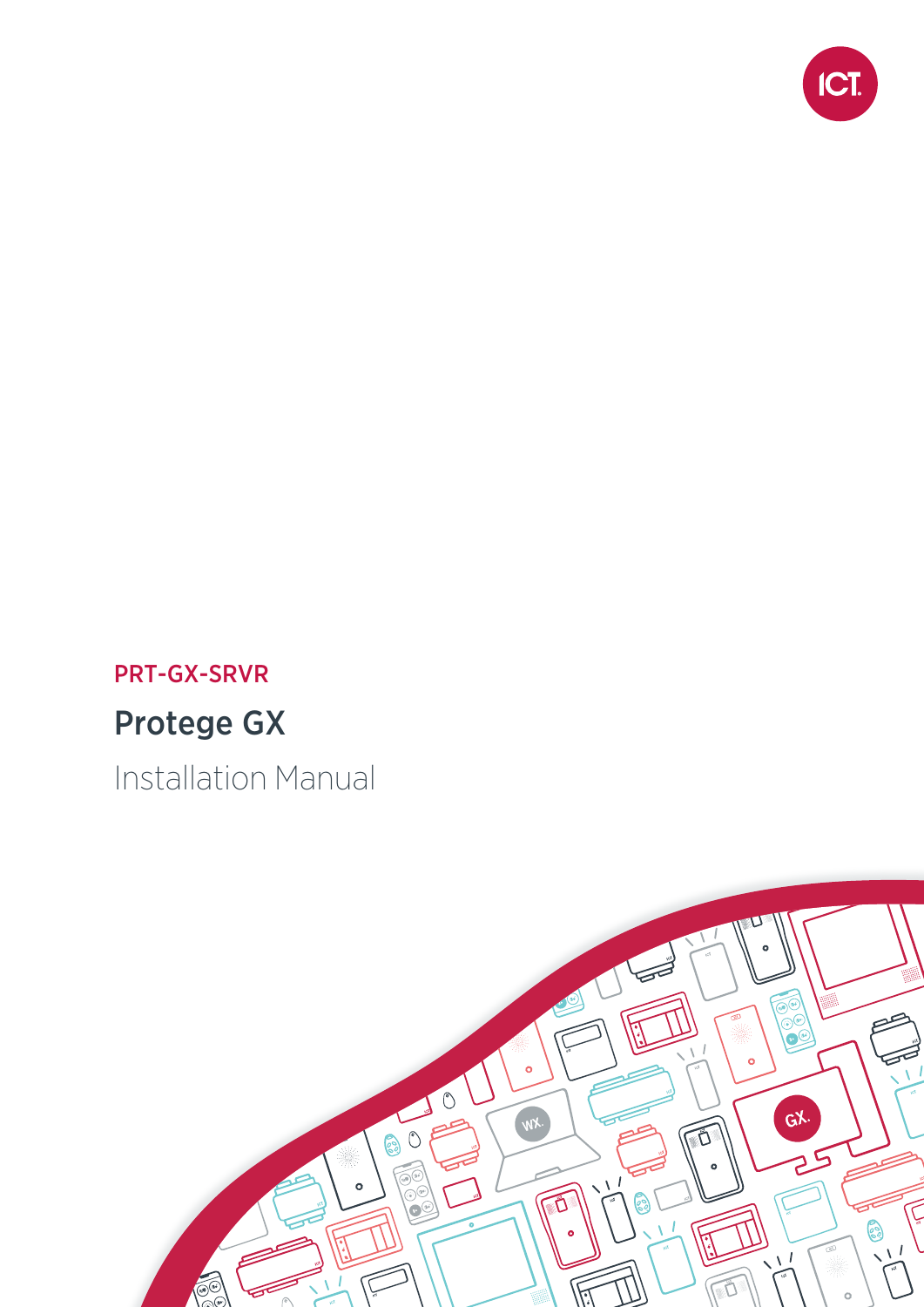PRT-GX-SRVR

# Protege GX

## Installation Manual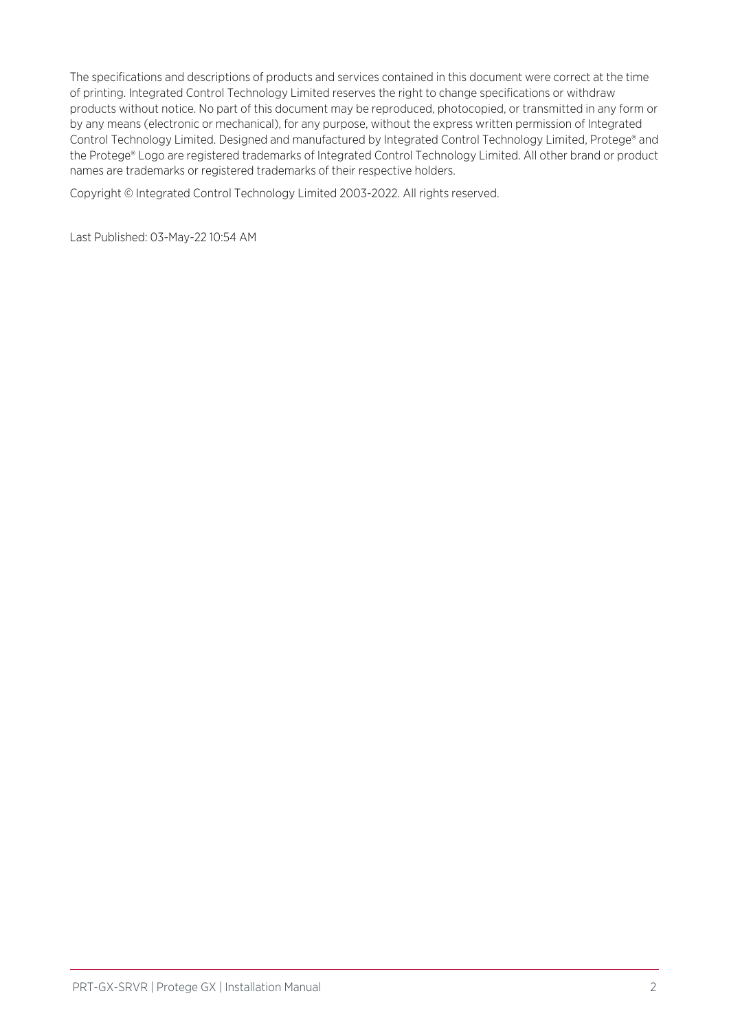The specifications and descriptions of products and services contained in this document were correct at the time of printing. Integrated Control Technology Limited reserves the right to change specifications or withdraw products without notice. No part of this document may be reproduced, photocopied, or transmitted in any form or by any means (electronic or mechanical), for any purpose, without the express written permission of Integrated Control Technology Limited. Designed and manufactured by Integrated Control Technology Limited, Protege® and the Protege® Logo are registered trademarks of Integrated Control Technology Limited. All other brand or product names are trademarks or registered trademarks of their respective holders.

Copyright © Integrated Control Technology Limited 2003-2022. All rights reserved.

Last Published: 03-May-22 10:54 AM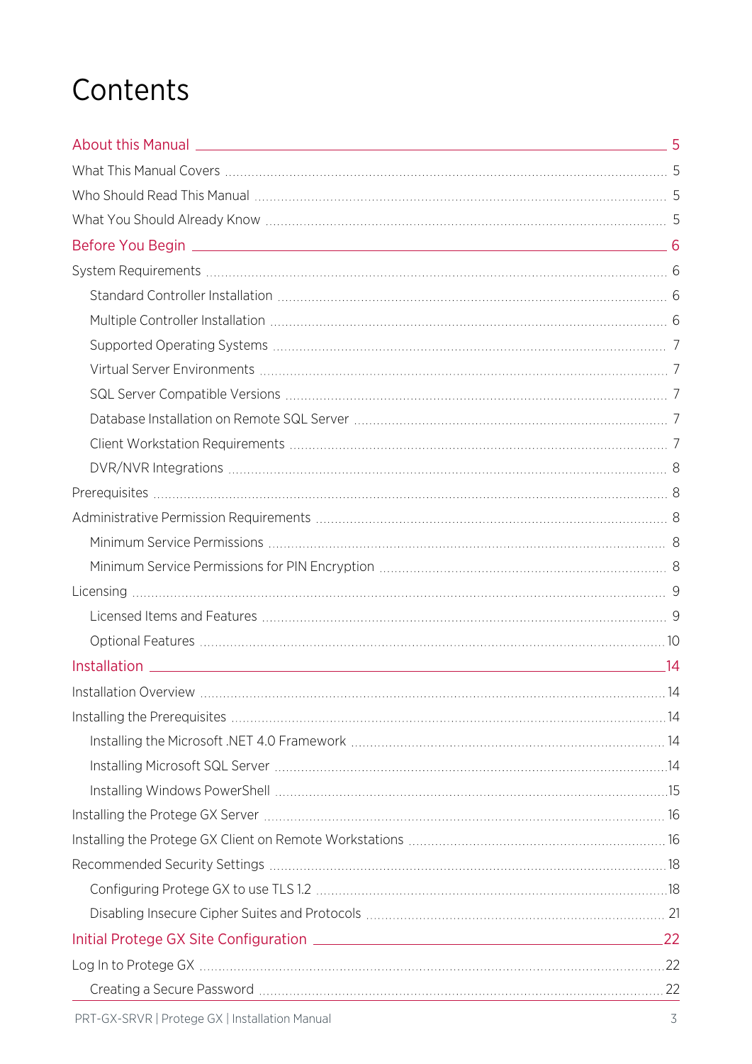# Contents

About this Manual 5

- What This Manual Covers 5
- Who Should Read This Manual 5
- What You Should Already Know 5

Before You Begin 6

- System Requirements 6
  - Standard Controller Installation 6
  - Multiple Controller Installation 6
  - Supported Operating Systems 7
  - Virtual Server Environments 7
  - SQL Server Compatible Versions 7
  - Database Installation on Remote SQL Server 7
  - Client Workstation Requirements 7
  - DVR/NVR Integrations 8
- Prerequisites 8
- Administrative Permission Requirements 8
  - Minimum Service Permissions 8
  - Minimum Service Permissions for PIN Encryption 8
- Licensing 9
  - Licensed Items and Features 9
  - Optional Features 10

Installation 14

- Installation Overview 14
- Installing the Prerequisites 14
  - Installing the Microsoft .NET 4.0 Framework 14
  - Installing Microsoft SQL Server 14
  - Installing Windows PowerShell 15
- Installing the Protege GX Server 16
- Installing the Protege GX Client on Remote Workstations 16
- Recommended Security Settings 18
  - Configuring Protege GX to use TLS 1.2 18
  - Disabling Insecure Cipher Suites and Protocols 21

Initial Protege GX Site Configuration 22

- Log In to Protege GX 22
  - Creating a Secure Password 22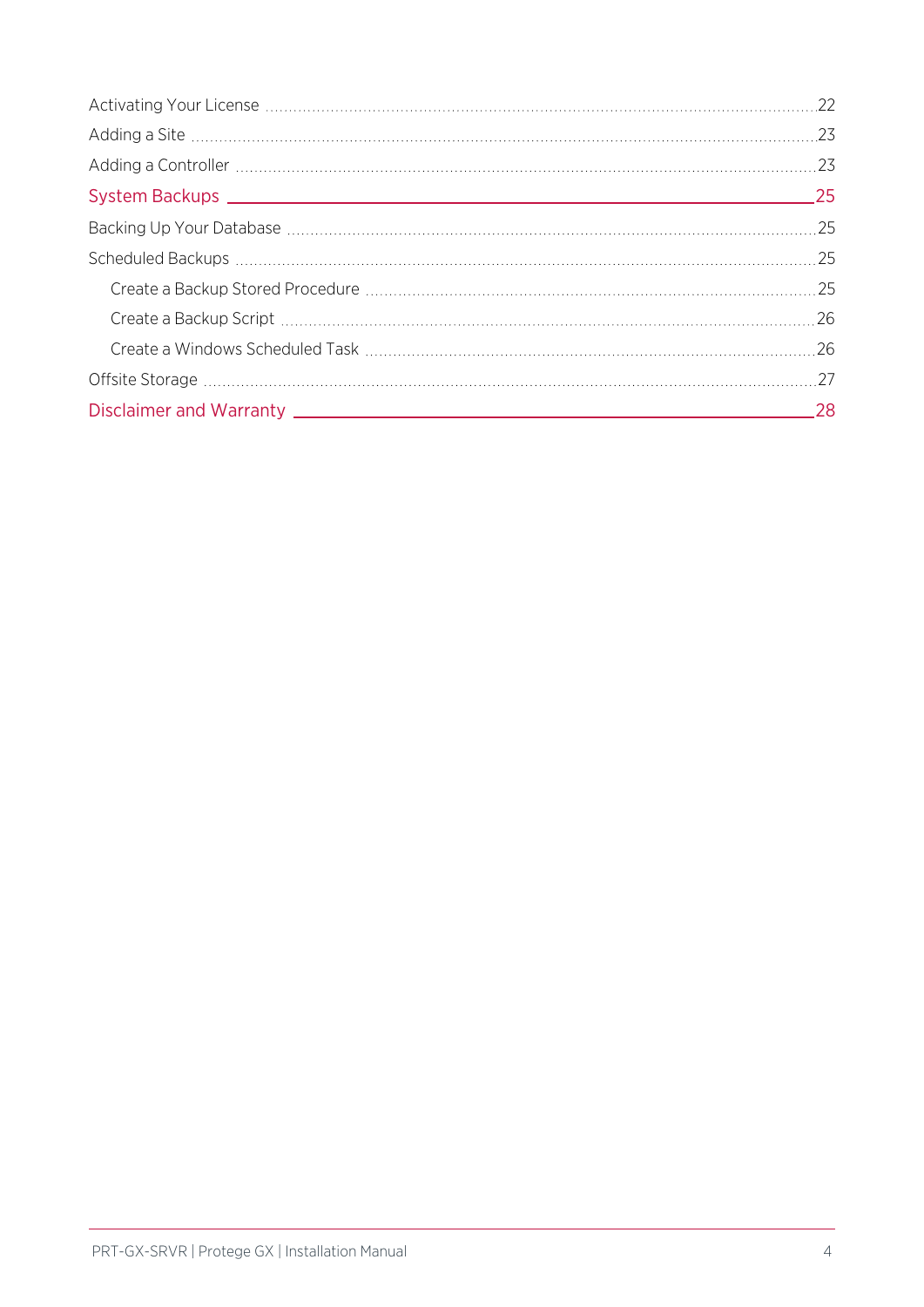Activating Your License ........ 22

Adding a Site ........ 23

Adding a Controller ........ 23

System Backups ........ 25

Backing Up Your Database ........ 25

Scheduled Backups ........ 25

- Create a Backup Stored Procedure ........ 25
- Create a Backup Script ........ 26
- Create a Windows Scheduled Task ........ 26

Offsite Storage ........ 27

Disclaimer and Warranty ........ 28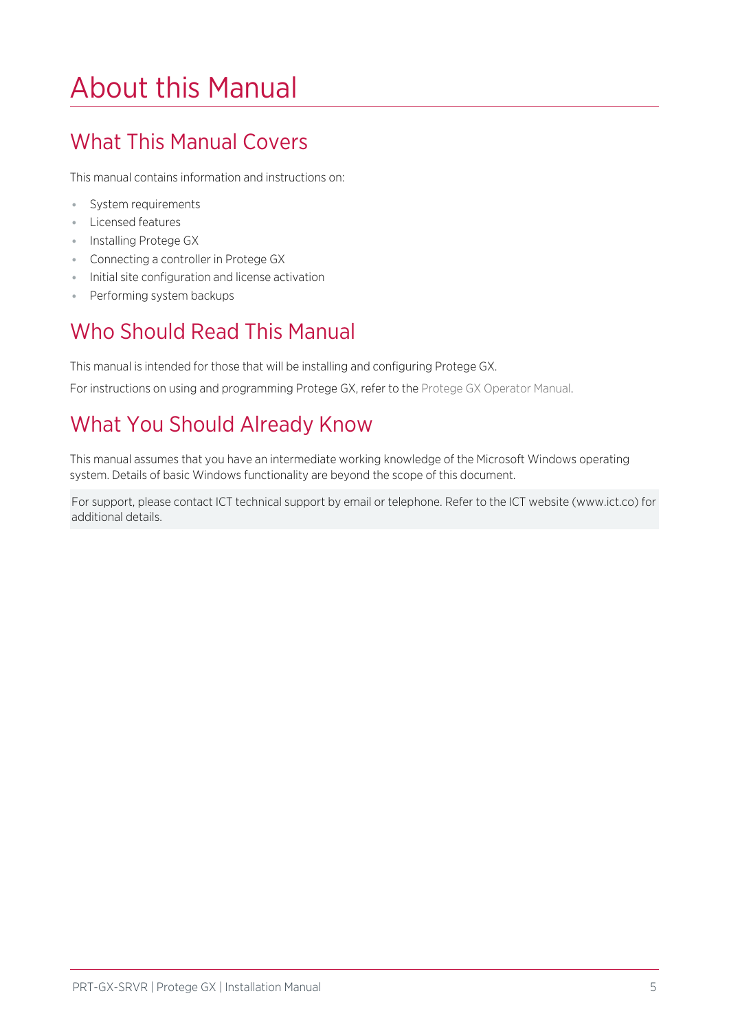# About this Manual

## What This Manual Covers

This manual contains information and instructions on:

- System requirements
- Licensed features
- Installing Protege GX
- Connecting a controller in Protege GX
- Initial site configuration and license activation
- Performing system backups

## Who Should Read This Manual

This manual is intended for those that will be installing and configuring Protege GX.

For instructions on using and programming Protege GX, refer to the Protege GX Operator Manual.

## What You Should Already Know

This manual assumes that you have an intermediate working knowledge of the Microsoft Windows operating system. Details of basic Windows functionality are beyond the scope of this document.

For support, please contact ICT technical support by email or telephone. Refer to the ICT website (www.ict.co) for additional details.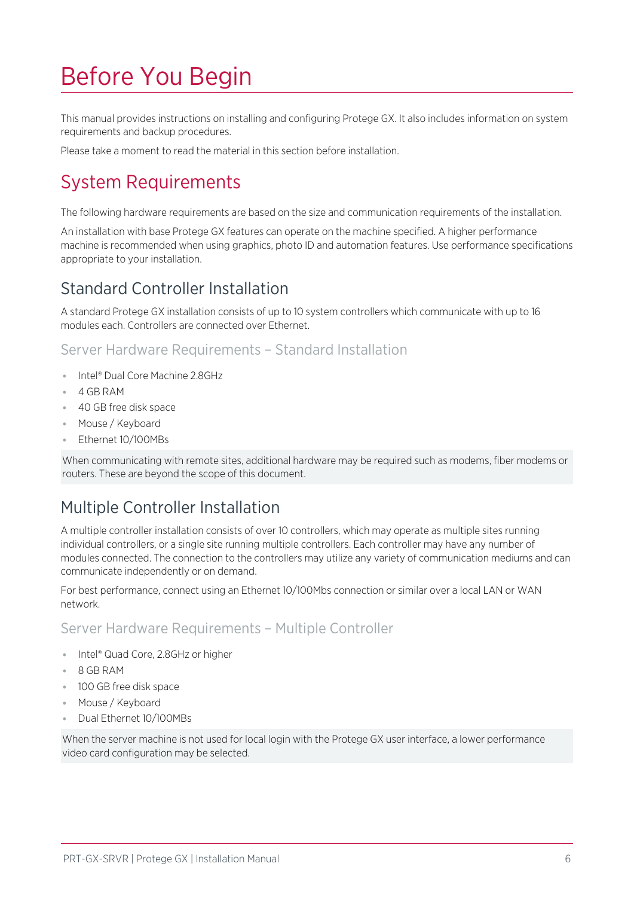# Before You Begin

This manual provides instructions on installing and configuring Protege GX. It also includes information on system requirements and backup procedures.

Please take a moment to read the material in this section before installation.

## System Requirements

The following hardware requirements are based on the size and communication requirements of the installation.

An installation with base Protege GX features can operate on the machine specified. A higher performance machine is recommended when using graphics, photo ID and automation features. Use performance specifications appropriate to your installation.

### Standard Controller Installation

A standard Protege GX installation consists of up to 10 system controllers which communicate with up to 16 modules each. Controllers are connected over Ethernet.

#### Server Hardware Requirements – Standard Installation

- Intel® Dual Core Machine 2.8GHz
- 4 GB RAM
- 40 GB free disk space
- Mouse / Keyboard
- Ethernet 10/100MBs

When communicating with remote sites, additional hardware may be required such as modems, fiber modems or routers. These are beyond the scope of this document.

### Multiple Controller Installation

A multiple controller installation consists of over 10 controllers, which may operate as multiple sites running individual controllers, or a single site running multiple controllers. Each controller may have any number of modules connected. The connection to the controllers may utilize any variety of communication mediums and can communicate independently or on demand.

For best performance, connect using an Ethernet 10/100Mbs connection or similar over a local LAN or WAN network.

#### Server Hardware Requirements – Multiple Controller

- Intel® Quad Core, 2.8GHz or higher
- 8 GB RAM
- 100 GB free disk space
- Mouse / Keyboard
- Dual Ethernet 10/100MBs

When the server machine is not used for local login with the Protege GX user interface, a lower performance video card configuration may be selected.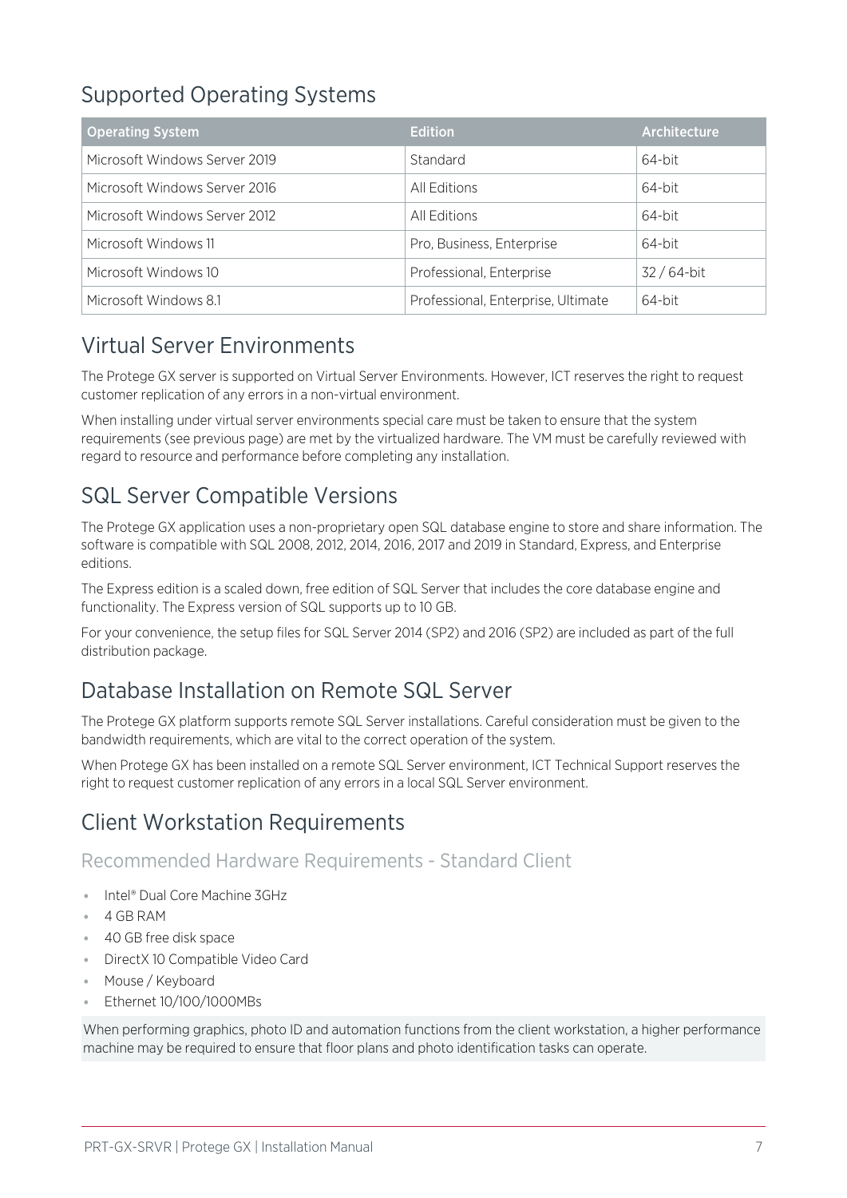## Supported Operating Systems

| Operating System | Edition | Architecture |
|---|---|---|
| Microsoft Windows Server 2019 | Standard | 64-bit |
| Microsoft Windows Server 2016 | All Editions | 64-bit |
| Microsoft Windows Server 2012 | All Editions | 64-bit |
| Microsoft Windows 11 | Pro, Business, Enterprise | 64-bit |
| Microsoft Windows 10 | Professional, Enterprise | 32 / 64-bit |
| Microsoft Windows 8.1 | Professional, Enterprise, Ultimate | 64-bit |

## Virtual Server Environments

The Protege GX server is supported on Virtual Server Environments. However, ICT reserves the right to request customer replication of any errors in a non-virtual environment.

When installing under virtual server environments special care must be taken to ensure that the system requirements (see previous page) are met by the virtualized hardware. The VM must be carefully reviewed with regard to resource and performance before completing any installation.

## SQL Server Compatible Versions

The Protege GX application uses a non-proprietary open SQL database engine to store and share information. The software is compatible with SQL 2008, 2012, 2014, 2016, 2017 and 2019 in Standard, Express, and Enterprise editions.

The Express edition is a scaled down, free edition of SQL Server that includes the core database engine and functionality. The Express version of SQL supports up to 10 GB.

For your convenience, the setup files for SQL Server 2014 (SP2) and 2016 (SP2) are included as part of the full distribution package.

## Database Installation on Remote SQL Server

The Protege GX platform supports remote SQL Server installations. Careful consideration must be given to the bandwidth requirements, which are vital to the correct operation of the system.

When Protege GX has been installed on a remote SQL Server environment, ICT Technical Support reserves the right to request customer replication of any errors in a local SQL Server environment.

## Client Workstation Requirements

### Recommended Hardware Requirements - Standard Client

- Intel® Dual Core Machine 3GHz
- 4 GB RAM
- 40 GB free disk space
- DirectX 10 Compatible Video Card
- Mouse / Keyboard
- Ethernet 10/100/1000MBs

When performing graphics, photo ID and automation functions from the client workstation, a higher performance machine may be required to ensure that floor plans and photo identification tasks can operate.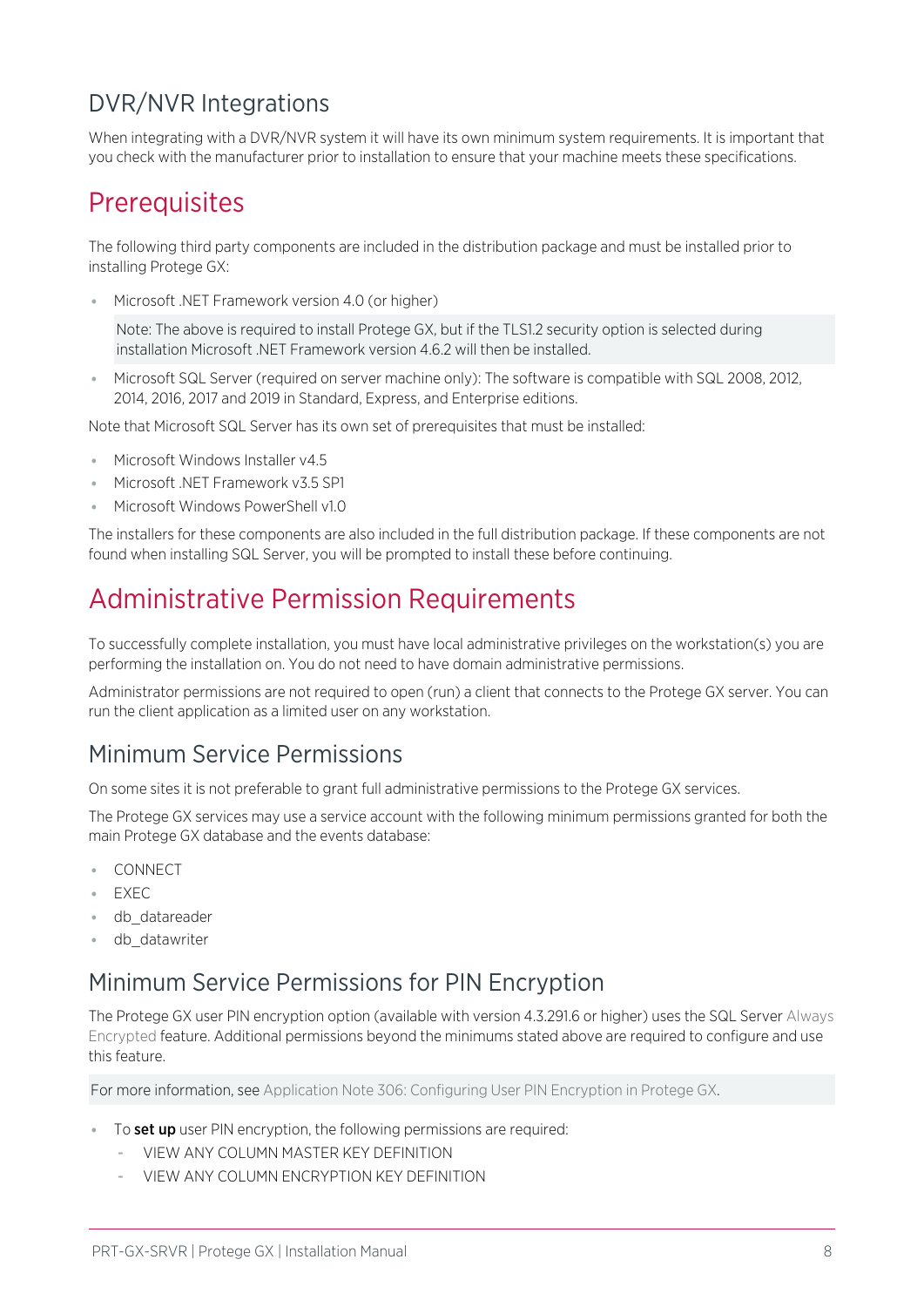## DVR/NVR Integrations

When integrating with a DVR/NVR system it will have its own minimum system requirements. It is important that you check with the manufacturer prior to installation to ensure that your machine meets these specifications.

# Prerequisites

The following third party components are included in the distribution package and must be installed prior to installing Protege GX:

- Microsoft .NET Framework version 4.0 (or higher)

  Note: The above is required to install Protege GX, but if the TLS1.2 security option is selected during installation Microsoft .NET Framework version 4.6.2 will then be installed.

- Microsoft SQL Server (required on server machine only): The software is compatible with SQL 2008, 2012, 2014, 2016, 2017 and 2019 in Standard, Express, and Enterprise editions.

Note that Microsoft SQL Server has its own set of prerequisites that must be installed:

- Microsoft Windows Installer v4.5
- Microsoft .NET Framework v3.5 SP1
- Microsoft Windows PowerShell v1.0

The installers for these components are also included in the full distribution package. If these components are not found when installing SQL Server, you will be prompted to install these before continuing.

# Administrative Permission Requirements

To successfully complete installation, you must have local administrative privileges on the workstation(s) you are performing the installation on. You do not need to have domain administrative permissions.

Administrator permissions are not required to open (run) a client that connects to the Protege GX server. You can run the client application as a limited user on any workstation.

## Minimum Service Permissions

On some sites it is not preferable to grant full administrative permissions to the Protege GX services.

The Protege GX services may use a service account with the following minimum permissions granted for both the main Protege GX database and the events database:

- CONNECT
- EXEC
- db_datareader
- db_datawriter

## Minimum Service Permissions for PIN Encryption

The Protege GX user PIN encryption option (available with version 4.3.291.6 or higher) uses the SQL Server Always Encrypted feature. Additional permissions beyond the minimums stated above are required to configure and use this feature.

For more information, see Application Note 306: Configuring User PIN Encryption in Protege GX.

- To **set up** user PIN encryption, the following permissions are required:
  - VIEW ANY COLUMN MASTER KEY DEFINITION
  - VIEW ANY COLUMN ENCRYPTION KEY DEFINITION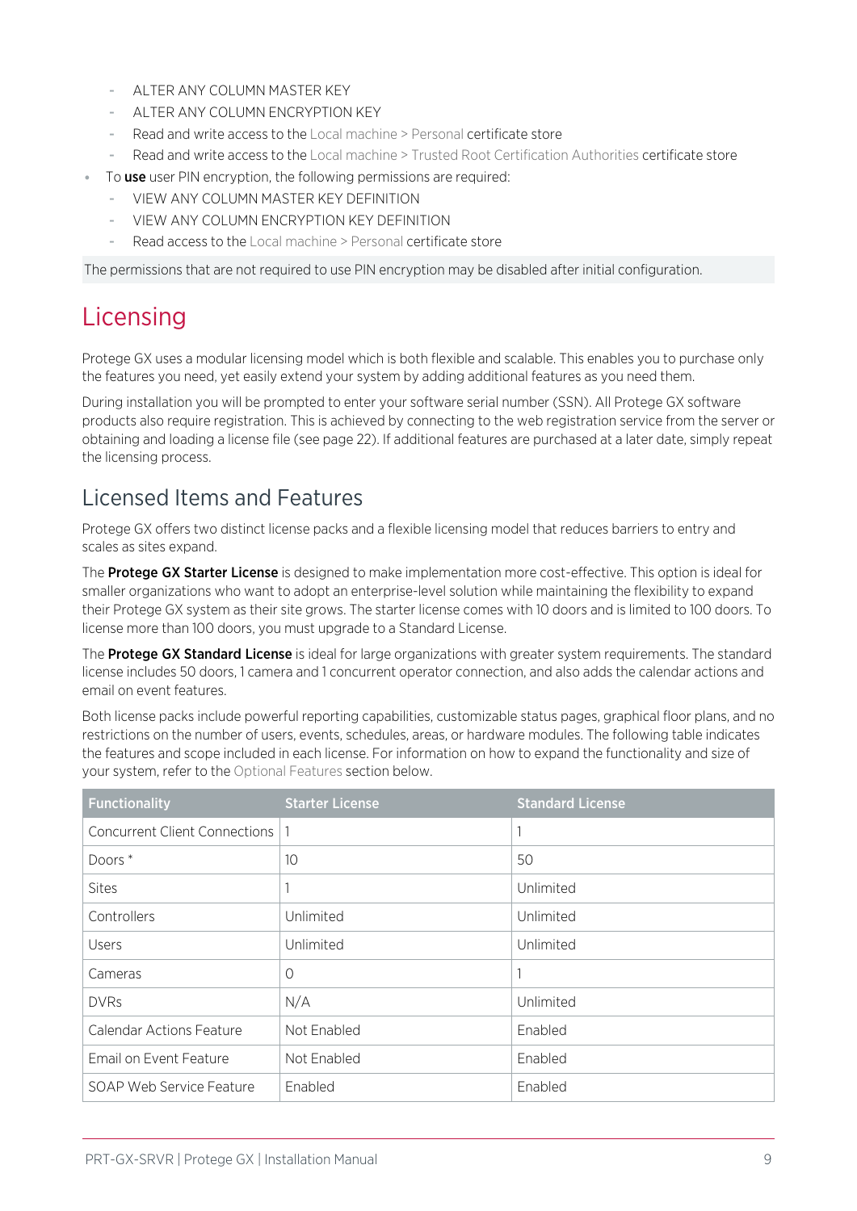- ALTER ANY COLUMN MASTER KEY
  - ALTER ANY COLUMN ENCRYPTION KEY
  - Read and write access to the Local machine > Personal certificate store
  - Read and write access to the Local machine > Trusted Root Certification Authorities certificate store
- To **use** user PIN encryption, the following permissions are required:
  - VIEW ANY COLUMN MASTER KEY DEFINITION
  - VIEW ANY COLUMN ENCRYPTION KEY DEFINITION
  - Read access to the Local machine > Personal certificate store

The permissions that are not required to use PIN encryption may be disabled after initial configuration.

# Licensing

Protege GX uses a modular licensing model which is both flexible and scalable. This enables you to purchase only the features you need, yet easily extend your system by adding additional features as you need them.

During installation you will be prompted to enter your software serial number (SSN). All Protege GX software products also require registration. This is achieved by connecting to the web registration service from the server or obtaining and loading a license file (see page 22). If additional features are purchased at a later date, simply repeat the licensing process.

## Licensed Items and Features

Protege GX offers two distinct license packs and a flexible licensing model that reduces barriers to entry and scales as sites expand.

The **Protege GX Starter License** is designed to make implementation more cost-effective. This option is ideal for smaller organizations who want to adopt an enterprise-level solution while maintaining the flexibility to expand their Protege GX system as their site grows. The starter license comes with 10 doors and is limited to 100 doors. To license more than 100 doors, you must upgrade to a Standard License.

The **Protege GX Standard License** is ideal for large organizations with greater system requirements. The standard license includes 50 doors, 1 camera and 1 concurrent operator connection, and also adds the calendar actions and email on event features.

Both license packs include powerful reporting capabilities, customizable status pages, graphical floor plans, and no restrictions on the number of users, events, schedules, areas, or hardware modules. The following table indicates the features and scope included in each license. For information on how to expand the functionality and size of your system, refer to the Optional Features section below.

| Functionality | Starter License | Standard License |
| --- | --- | --- |
| Concurrent Client Connections | 1 | 1 |
| Doors * | 10 | 50 |
| Sites | 1 | Unlimited |
| Controllers | Unlimited | Unlimited |
| Users | Unlimited | Unlimited |
| Cameras | 0 | 1 |
| DVRs | N/A | Unlimited |
| Calendar Actions Feature | Not Enabled | Enabled |
| Email on Event Feature | Not Enabled | Enabled |
| SOAP Web Service Feature | Enabled | Enabled |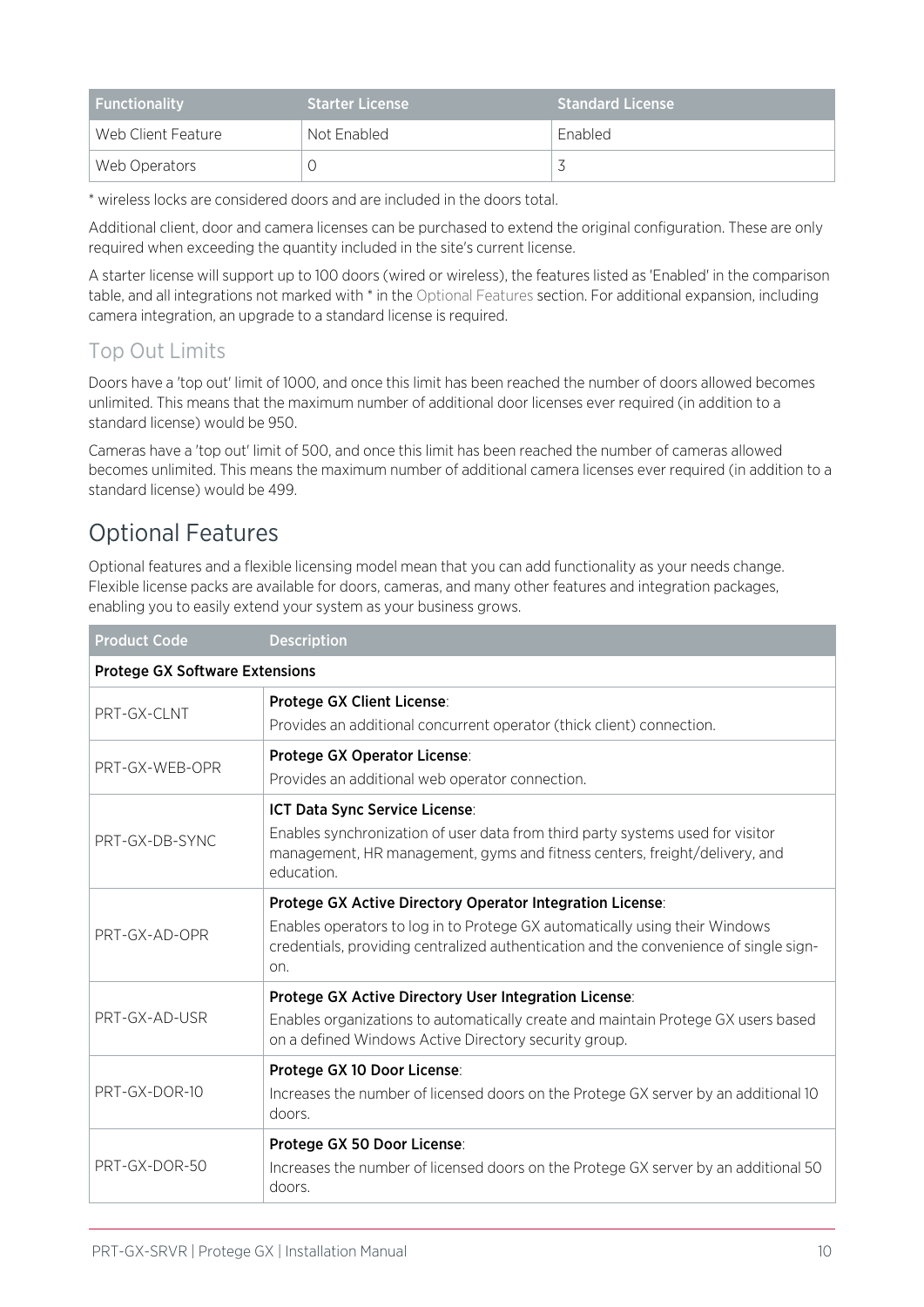| Functionality | Starter License | Standard License |
| --- | --- | --- |
| Web Client Feature | Not Enabled | Enabled |
| Web Operators | 0 | 3 |

* wireless locks are considered doors and are included in the doors total.

Additional client, door and camera licenses can be purchased to extend the original configuration. These are only required when exceeding the quantity included in the site's current license.

A starter license will support up to 100 doors (wired or wireless), the features listed as 'Enabled' in the comparison table, and all integrations not marked with * in the Optional Features section. For additional expansion, including camera integration, an upgrade to a standard license is required.

### Top Out Limits

Doors have a 'top out' limit of 1000, and once this limit has been reached the number of doors allowed becomes unlimited. This means that the maximum number of additional door licenses ever required (in addition to a standard license) would be 950.

Cameras have a 'top out' limit of 500, and once this limit has been reached the number of cameras allowed becomes unlimited. This means the maximum number of additional camera licenses ever required (in addition to a standard license) would be 499.

## Optional Features

Optional features and a flexible licensing model mean that you can add functionality as your needs change. Flexible license packs are available for doors, cameras, and many other features and integration packages, enabling you to easily extend your system as your business grows.

| Product Code | Description |
| --- | --- |
| **Protege GX Software Extensions** | |
| PRT-GX-CLNT | **Protege GX Client License**: Provides an additional concurrent operator (thick client) connection. |
| PRT-GX-WEB-OPR | **Protege GX Operator License**: Provides an additional web operator connection. |
| PRT-GX-DB-SYNC | **ICT Data Sync Service License**: Enables synchronization of user data from third party systems used for visitor management, HR management, gyms and fitness centers, freight/delivery, and education. |
| PRT-GX-AD-OPR | **Protege GX Active Directory Operator Integration License**: Enables operators to log in to Protege GX automatically using their Windows credentials, providing centralized authentication and the convenience of single sign-on. |
| PRT-GX-AD-USR | **Protege GX Active Directory User Integration License**: Enables organizations to automatically create and maintain Protege GX users based on a defined Windows Active Directory security group. |
| PRT-GX-DOR-10 | **Protege GX 10 Door License**: Increases the number of licensed doors on the Protege GX server by an additional 10 doors. |
| PRT-GX-DOR-50 | **Protege GX 50 Door License**: Increases the number of licensed doors on the Protege GX server by an additional 50 doors. |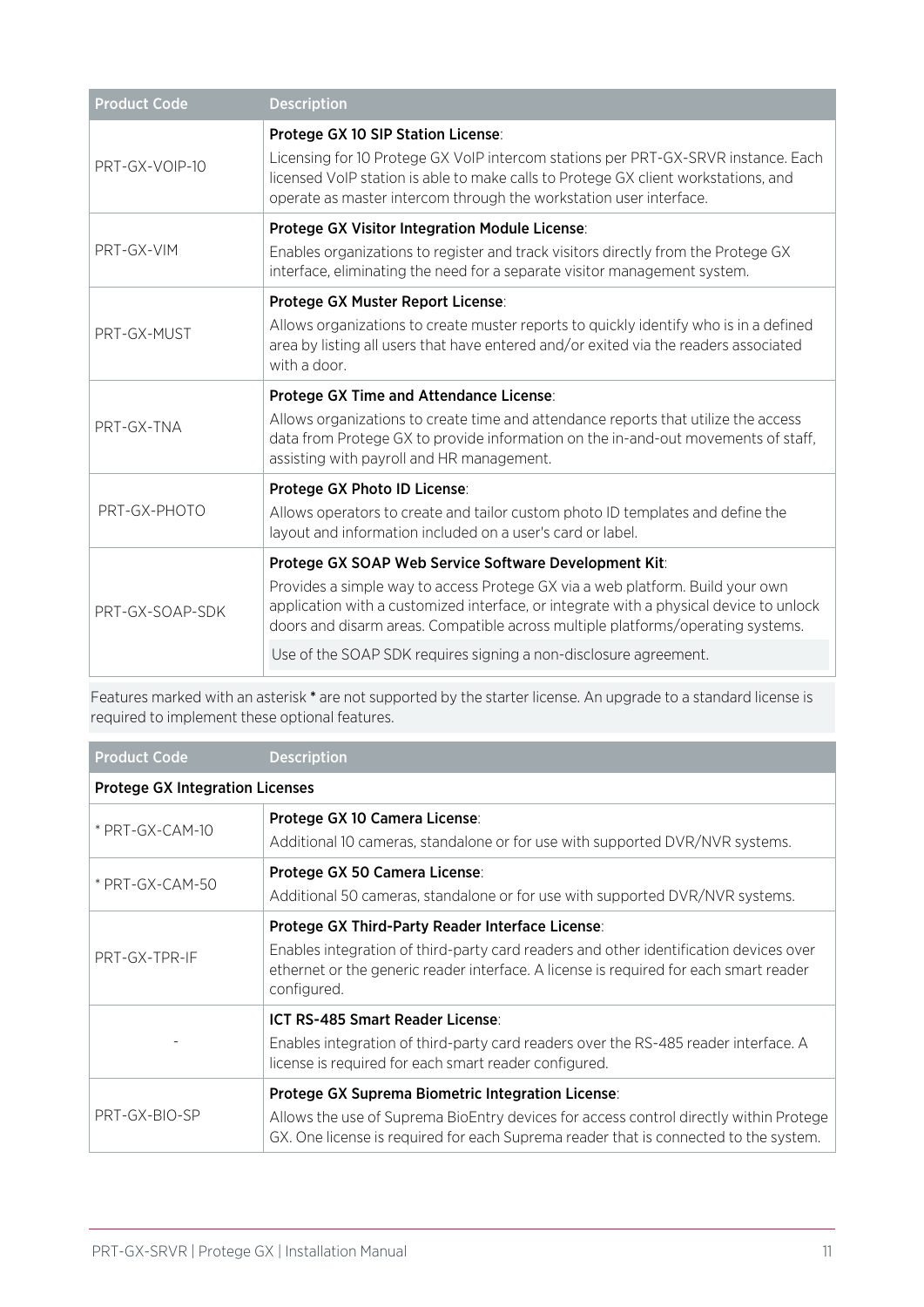| Product Code | Description |
|---|---|
| PRT-GX-VOIP-10 | **Protege GX 10 SIP Station License**:<br>Licensing for 10 Protege GX VoIP intercom stations per PRT-GX-SRVR instance. Each licensed VoIP station is able to make calls to Protege GX client workstations, and operate as master intercom through the workstation user interface. |
| PRT-GX-VIM | **Protege GX Visitor Integration Module License**:<br>Enables organizations to register and track visitors directly from the Protege GX interface, eliminating the need for a separate visitor management system. |
| PRT-GX-MUST | **Protege GX Muster Report License**:<br>Allows organizations to create muster reports to quickly identify who is in a defined area by listing all users that have entered and/or exited via the readers associated with a door. |
| PRT-GX-TNA | **Protege GX Time and Attendance License**:<br>Allows organizations to create time and attendance reports that utilize the access data from Protege GX to provide information on the in-and-out movements of staff, assisting with payroll and HR management. |
| PRT-GX-PHOTO | **Protege GX Photo ID License**:<br>Allows operators to create and tailor custom photo ID templates and define the layout and information included on a user's card or label. |
| PRT-GX-SOAP-SDK | **Protege GX SOAP Web Service Software Development Kit**:<br>Provides a simple way to access Protege GX via a web platform. Build your own application with a customized interface, or integrate with a physical device to unlock doors and disarm areas. Compatible across multiple platforms/operating systems.<br>Use of the SOAP SDK requires signing a non-disclosure agreement. |

Features marked with an asterisk * are not supported by the starter license. An upgrade to a standard license is required to implement these optional features.

| Product Code | Description |
|---|---|
| **Protege GX Integration Licenses** | |
| * PRT-GX-CAM-10 | **Protege GX 10 Camera License**:<br>Additional 10 cameras, standalone or for use with supported DVR/NVR systems. |
| * PRT-GX-CAM-50 | **Protege GX 50 Camera License**:<br>Additional 50 cameras, standalone or for use with supported DVR/NVR systems. |
| PRT-GX-TPR-IF | **Protege GX Third-Party Reader Interface License**:<br>Enables integration of third-party card readers and other identification devices over ethernet or the generic reader interface. A license is required for each smart reader configured. |
| - | **ICT RS-485 Smart Reader License**:<br>Enables integration of third-party card readers over the RS-485 reader interface. A license is required for each smart reader configured. |
| PRT-GX-BIO-SP | **Protege GX Suprema Biometric Integration License**:<br>Allows the use of Suprema BioEntry devices for access control directly within Protege GX. One license is required for each Suprema reader that is connected to the system. |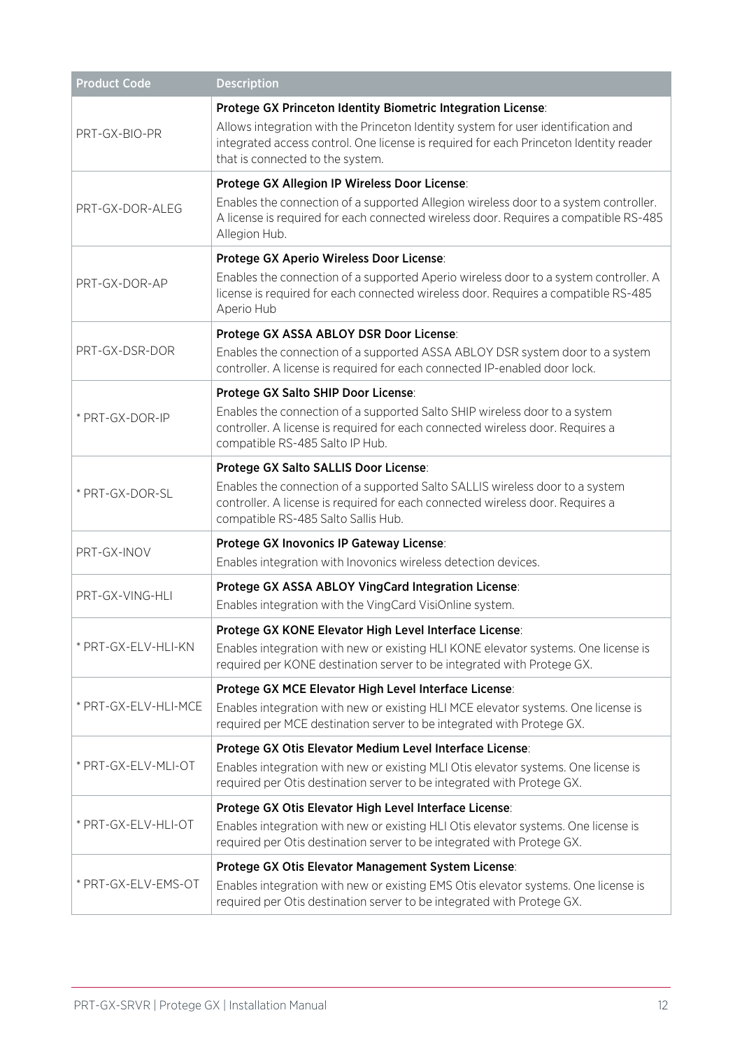| Product Code | Description |
|---|---|
| PRT-GX-BIO-PR | **Protege GX Princeton Identity Biometric Integration License**: Allows integration with the Princeton Identity system for user identification and integrated access control. One license is required for each Princeton Identity reader that is connected to the system. |
| PRT-GX-DOR-ALEG | **Protege GX Allegion IP Wireless Door License**: Enables the connection of a supported Allegion wireless door to a system controller. A license is required for each connected wireless door. Requires a compatible RS-485 Allegion Hub. |
| PRT-GX-DOR-AP | **Protege GX Aperio Wireless Door License**: Enables the connection of a supported Aperio wireless door to a system controller. A license is required for each connected wireless door. Requires a compatible RS-485 Aperio Hub |
| PRT-GX-DSR-DOR | **Protege GX ASSA ABLOY DSR Door License**: Enables the connection of a supported ASSA ABLOY DSR system door to a system controller. A license is required for each connected IP-enabled door lock. |
| * PRT-GX-DOR-IP | **Protege GX Salto SHIP Door License**: Enables the connection of a supported Salto SHIP wireless door to a system controller. A license is required for each connected wireless door. Requires a compatible RS-485 Salto IP Hub. |
| * PRT-GX-DOR-SL | **Protege GX Salto SALLIS Door License**: Enables the connection of a supported Salto SALLIS wireless door to a system controller. A license is required for each connected wireless door. Requires a compatible RS-485 Salto Sallis Hub. |
| PRT-GX-INOV | **Protege GX Inovonics IP Gateway License**: Enables integration with Inovonics wireless detection devices. |
| PRT-GX-VING-HLI | **Protege GX ASSA ABLOY VingCard Integration License**: Enables integration with the VingCard VisiOnline system. |
| * PRT-GX-ELV-HLI-KN | **Protege GX KONE Elevator High Level Interface License**: Enables integration with new or existing HLI KONE elevator systems. One license is required per KONE destination server to be integrated with Protege GX. |
| * PRT-GX-ELV-HLI-MCE | **Protege GX MCE Elevator High Level Interface License**: Enables integration with new or existing HLI MCE elevator systems. One license is required per MCE destination server to be integrated with Protege GX. |
| * PRT-GX-ELV-MLI-OT | **Protege GX Otis Elevator Medium Level Interface License**: Enables integration with new or existing MLI Otis elevator systems. One license is required per Otis destination server to be integrated with Protege GX. |
| * PRT-GX-ELV-HLI-OT | **Protege GX Otis Elevator High Level Interface License**: Enables integration with new or existing HLI Otis elevator systems. One license is required per Otis destination server to be integrated with Protege GX. |
| * PRT-GX-ELV-EMS-OT | **Protege GX Otis Elevator Management System License**: Enables integration with new or existing EMS Otis elevator systems. One license is required per Otis destination server to be integrated with Protege GX. |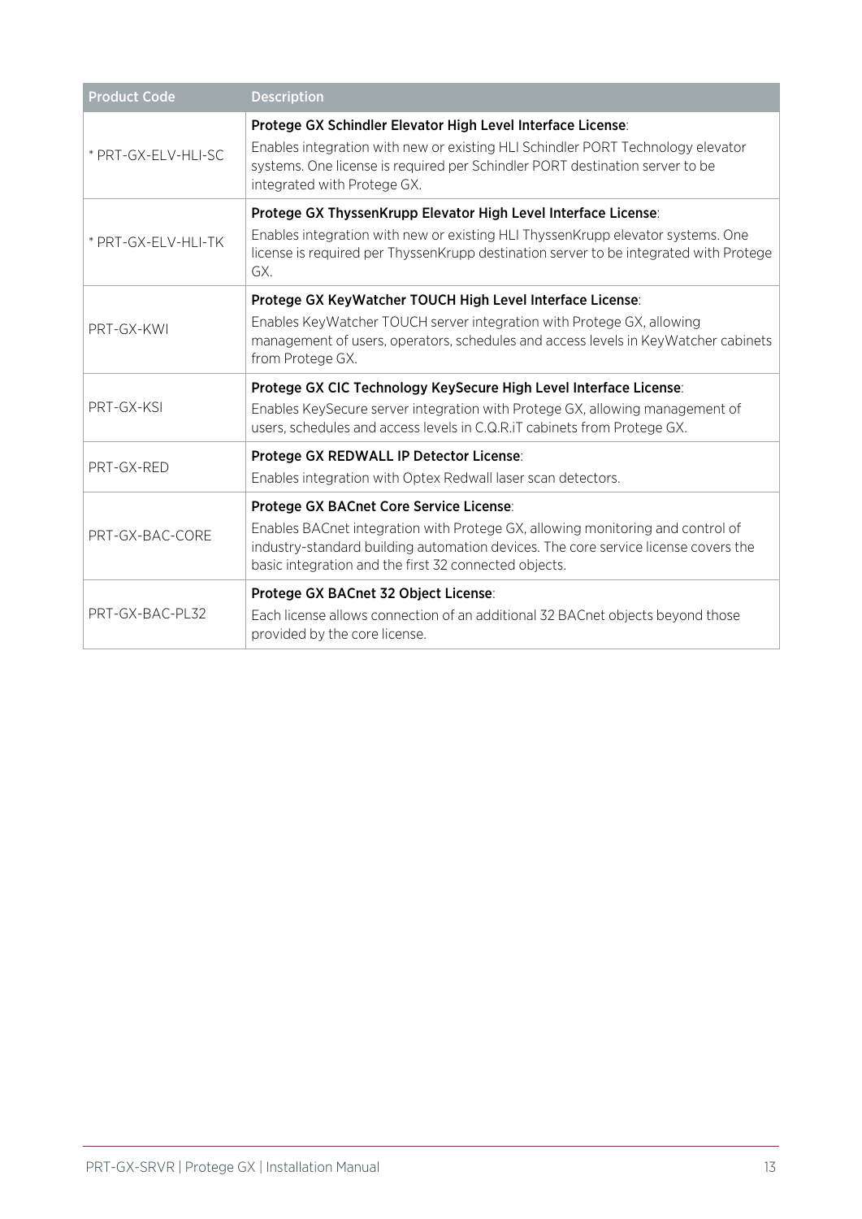| Product Code | Description |
|---|---|
| * PRT-GX-ELV-HLI-SC | **Protege GX Schindler Elevator High Level Interface License**:<br>Enables integration with new or existing HLI Schindler PORT Technology elevator systems. One license is required per Schindler PORT destination server to be integrated with Protege GX. |
| * PRT-GX-ELV-HLI-TK | **Protege GX ThyssenKrupp Elevator High Level Interface License**:<br>Enables integration with new or existing HLI ThyssenKrupp elevator systems. One license is required per ThyssenKrupp destination server to be integrated with Protege GX. |
| PRT-GX-KWI | **Protege GX KeyWatcher TOUCH High Level Interface License**:<br>Enables KeyWatcher TOUCH server integration with Protege GX, allowing management of users, operators, schedules and access levels in KeyWatcher cabinets from Protege GX. |
| PRT-GX-KSI | **Protege GX CIC Technology KeySecure High Level Interface License**:<br>Enables KeySecure server integration with Protege GX, allowing management of users, schedules and access levels in C.Q.R.iT cabinets from Protege GX. |
| PRT-GX-RED | **Protege GX REDWALL IP Detector License**:<br>Enables integration with Optex Redwall laser scan detectors. |
| PRT-GX-BAC-CORE | **Protege GX BACnet Core Service License**:<br>Enables BACnet integration with Protege GX, allowing monitoring and control of industry-standard building automation devices. The core service license covers the basic integration and the first 32 connected objects. |
| PRT-GX-BAC-PL32 | **Protege GX BACnet 32 Object License**:<br>Each license allows connection of an additional 32 BACnet objects beyond those provided by the core license. |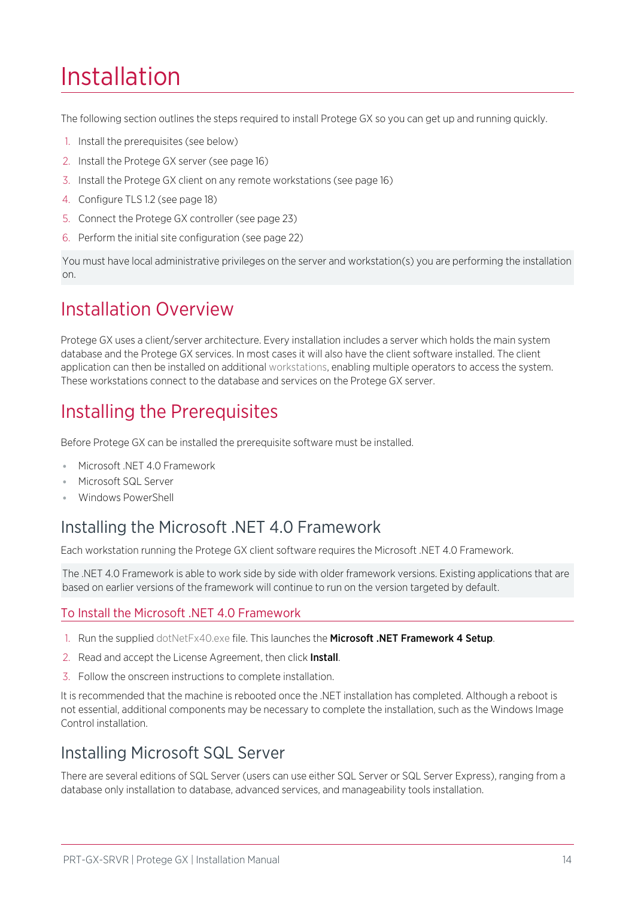# Installation

The following section outlines the steps required to install Protege GX so you can get up and running quickly.

1. Install the prerequisites (see below)
2. Install the Protege GX server (see page 16)
3. Install the Protege GX client on any remote workstations (see page 16)
4. Configure TLS 1.2 (see page 18)
5. Connect the Protege GX controller (see page 23)
6. Perform the initial site configuration (see page 22)

You must have local administrative privileges on the server and workstation(s) you are performing the installation on.

## Installation Overview

Protege GX uses a client/server architecture. Every installation includes a server which holds the main system database and the Protege GX services. In most cases it will also have the client software installed. The client application can then be installed on additional workstations, enabling multiple operators to access the system. These workstations connect to the database and services on the Protege GX server.

## Installing the Prerequisites

Before Protege GX can be installed the prerequisite software must be installed.

- Microsoft .NET 4.0 Framework
- Microsoft SQL Server
- Windows PowerShell

### Installing the Microsoft .NET 4.0 Framework

Each workstation running the Protege GX client software requires the Microsoft .NET 4.0 Framework.

The .NET 4.0 Framework is able to work side by side with older framework versions. Existing applications that are based on earlier versions of the framework will continue to run on the version targeted by default.

#### To Install the Microsoft .NET 4.0 Framework

1. Run the supplied dotNetFx40.exe file. This launches the **Microsoft .NET Framework 4 Setup**.
2. Read and accept the License Agreement, then click **Install**.
3. Follow the onscreen instructions to complete installation.

It is recommended that the machine is rebooted once the .NET installation has completed. Although a reboot is not essential, additional components may be necessary to complete the installation, such as the Windows Image Control installation.

### Installing Microsoft SQL Server

There are several editions of SQL Server (users can use either SQL Server or SQL Server Express), ranging from a database only installation to database, advanced services, and manageability tools installation.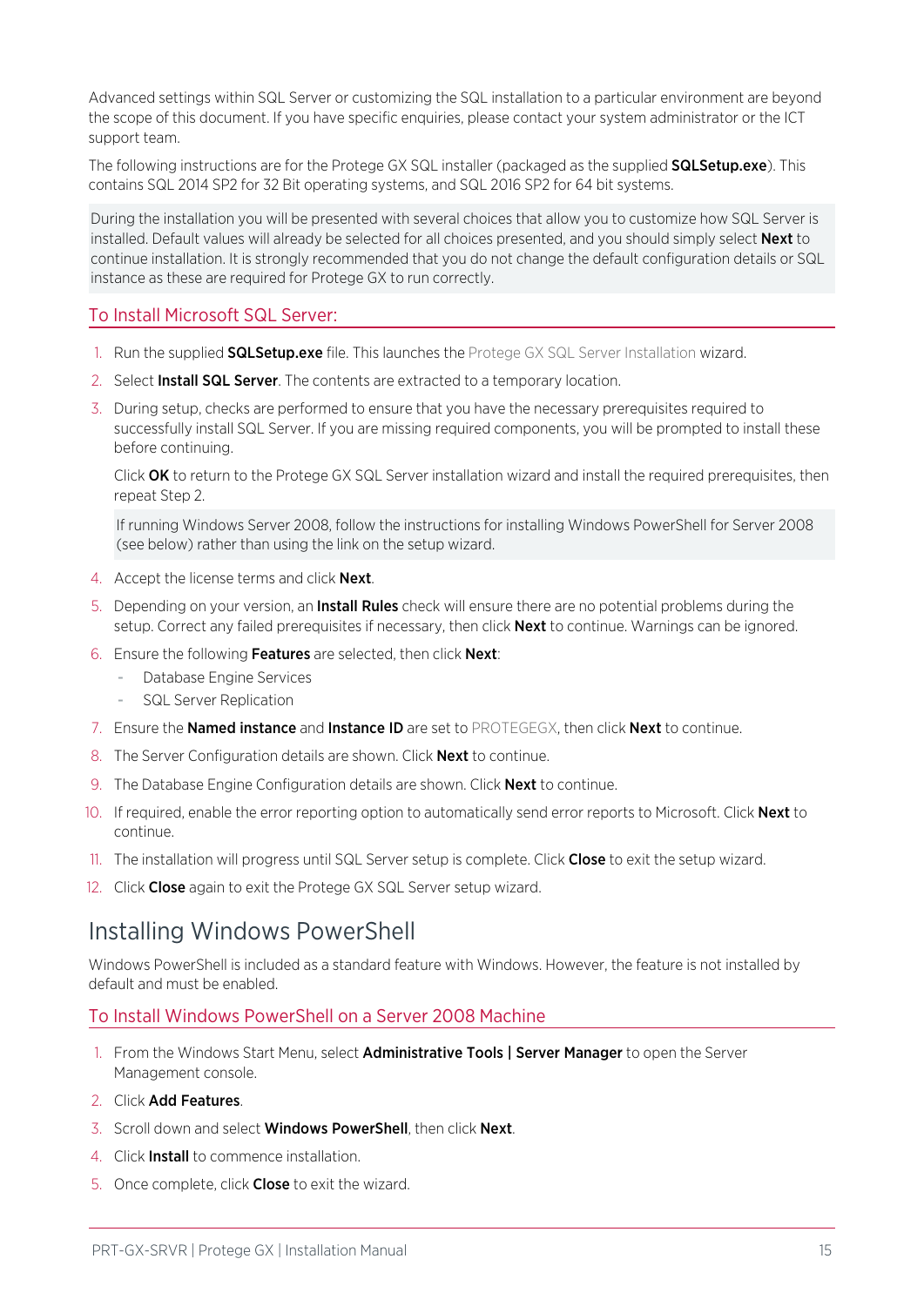Advanced settings within SQL Server or customizing the SQL installation to a particular environment are beyond the scope of this document. If you have specific enquiries, please contact your system administrator or the ICT support team.

The following instructions are for the Protege GX SQL installer (packaged as the supplied **SQLSetup.exe**). This contains SQL 2014 SP2 for 32 Bit operating systems, and SQL 2016 SP2 for 64 bit systems.

During the installation you will be presented with several choices that allow you to customize how SQL Server is installed. Default values will already be selected for all choices presented, and you should simply select **Next** to continue installation. It is strongly recommended that you do not change the default configuration details or SQL instance as these are required for Protege GX to run correctly.

### To Install Microsoft SQL Server:

1. Run the supplied **SQLSetup.exe** file. This launches the Protege GX SQL Server Installation wizard.
2. Select **Install SQL Server**. The contents are extracted to a temporary location.
3. During setup, checks are performed to ensure that you have the necessary prerequisites required to successfully install SQL Server. If you are missing required components, you will be prompted to install these before continuing.

   Click **OK** to return to the Protege GX SQL Server installation wizard and install the required prerequisites, then repeat Step 2.

   If running Windows Server 2008, follow the instructions for installing Windows PowerShell for Server 2008 (see below) rather than using the link on the setup wizard.
4. Accept the license terms and click **Next**.
5. Depending on your version, an **Install Rules** check will ensure there are no potential problems during the setup. Correct any failed prerequisites if necessary, then click **Next** to continue. Warnings can be ignored.
6. Ensure the following **Features** are selected, then click **Next**:
   - Database Engine Services
   - SQL Server Replication
7. Ensure the **Named instance** and **Instance ID** are set to PROTEGEGX, then click **Next** to continue.
8. The Server Configuration details are shown. Click **Next** to continue.
9. The Database Engine Configuration details are shown. Click **Next** to continue.
10. If required, enable the error reporting option to automatically send error reports to Microsoft. Click **Next** to continue.
11. The installation will progress until SQL Server setup is complete. Click **Close** to exit the setup wizard.
12. Click **Close** again to exit the Protege GX SQL Server setup wizard.

## Installing Windows PowerShell

Windows PowerShell is included as a standard feature with Windows. However, the feature is not installed by default and must be enabled.

### To Install Windows PowerShell on a Server 2008 Machine

1. From the Windows Start Menu, select **Administrative Tools | Server Manager** to open the Server Management console.
2. Click **Add Features**.
3. Scroll down and select **Windows PowerShell**, then click **Next**.
4. Click **Install** to commence installation.
5. Once complete, click **Close** to exit the wizard.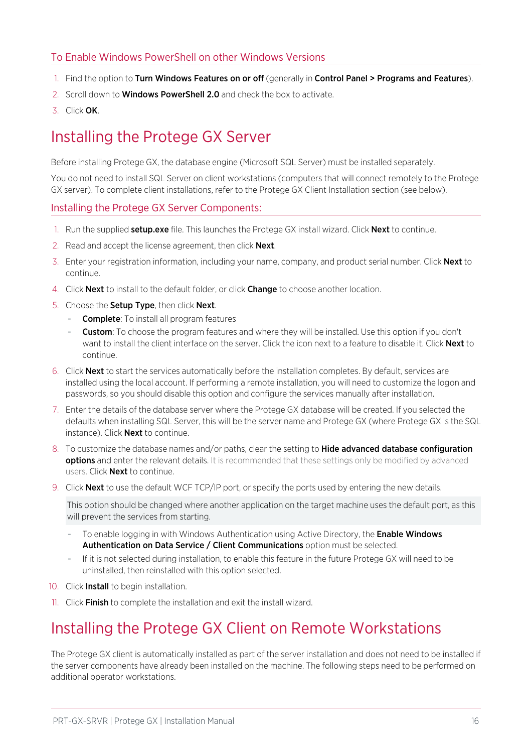### To Enable Windows PowerShell on other Windows Versions

1. Find the option to **Turn Windows Features on or off** (generally in **Control Panel > Programs and Features**).
2. Scroll down to **Windows PowerShell 2.0** and check the box to activate.
3. Click **OK**.

## Installing the Protege GX Server

Before installing Protege GX, the database engine (Microsoft SQL Server) must be installed separately.

You do not need to install SQL Server on client workstations (computers that will connect remotely to the Protege GX server). To complete client installations, refer to the Protege GX Client Installation section (see below).

### Installing the Protege GX Server Components:

1. Run the supplied **setup.exe** file. This launches the Protege GX install wizard. Click **Next** to continue.
2. Read and accept the license agreement, then click **Next**.
3. Enter your registration information, including your name, company, and product serial number. Click **Next** to continue.
4. Click **Next** to install to the default folder, or click **Change** to choose another location.
5. Choose the **Setup Type**, then click **Next**.
   - **Complete**: To install all program features
   - **Custom**: To choose the program features and where they will be installed. Use this option if you don't want to install the client interface on the server. Click the icon next to a feature to disable it. Click **Next** to continue.
6. Click **Next** to start the services automatically before the installation completes. By default, services are installed using the local account. If performing a remote installation, you will need to customize the logon and passwords, so you should disable this option and configure the services manually after installation.
7. Enter the details of the database server where the Protege GX database will be created. If you selected the defaults when installing SQL Server, this will be the server name and Protege GX (where Protege GX is the SQL instance). Click **Next** to continue.
8. To customize the database names and/or paths, clear the setting to **Hide advanced database configuration options** and enter the relevant details. It is recommended that these settings only be modified by advanced users. Click **Next** to continue.
9. Click **Next** to use the default WCF TCP/IP port, or specify the ports used by entering the new details.

   This option should be changed where another application on the target machine uses the default port, as this will prevent the services from starting.

   - To enable logging in with Windows Authentication using Active Directory, the **Enable Windows Authentication on Data Service / Client Communications** option must be selected.
   - If it is not selected during installation, to enable this feature in the future Protege GX will need to be uninstalled, then reinstalled with this option selected.
10. Click **Install** to begin installation.
11. Click **Finish** to complete the installation and exit the install wizard.

## Installing the Protege GX Client on Remote Workstations

The Protege GX client is automatically installed as part of the server installation and does not need to be installed if the server components have already been installed on the machine. The following steps need to be performed on additional operator workstations.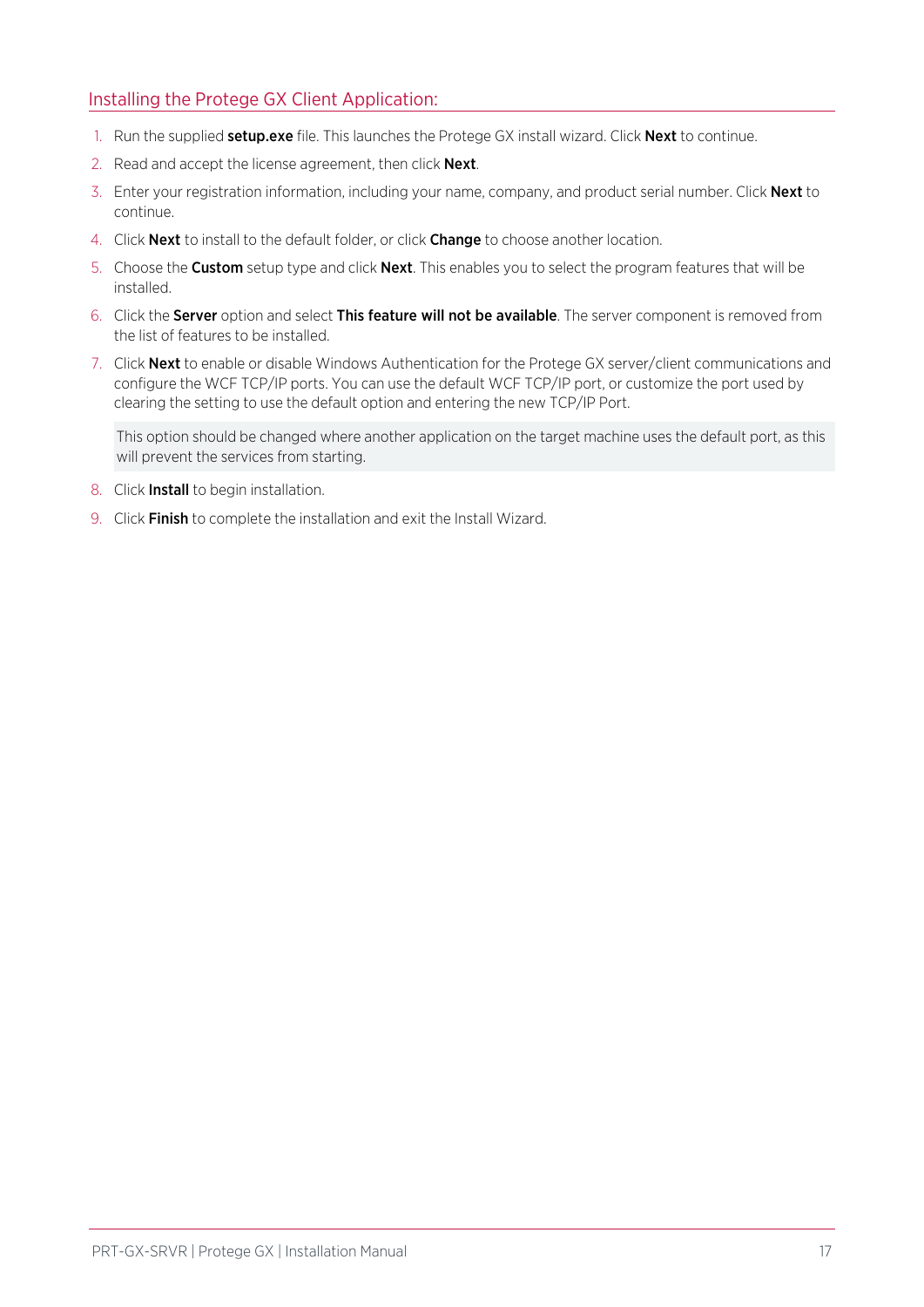### Installing the Protege GX Client Application:

1. Run the supplied **setup.exe** file. This launches the Protege GX install wizard. Click **Next** to continue.
2. Read and accept the license agreement, then click **Next**.
3. Enter your registration information, including your name, company, and product serial number. Click **Next** to continue.
4. Click **Next** to install to the default folder, or click **Change** to choose another location.
5. Choose the **Custom** setup type and click **Next**. This enables you to select the program features that will be installed.
6. Click the **Server** option and select **This feature will not be available**. The server component is removed from the list of features to be installed.
7. Click **Next** to enable or disable Windows Authentication for the Protege GX server/client communications and configure the WCF TCP/IP ports. You can use the default WCF TCP/IP port, or customize the port used by clearing the setting to use the default option and entering the new TCP/IP Port.

   > This option should be changed where another application on the target machine uses the default port, as this will prevent the services from starting.

8. Click **Install** to begin installation.
9. Click **Finish** to complete the installation and exit the Install Wizard.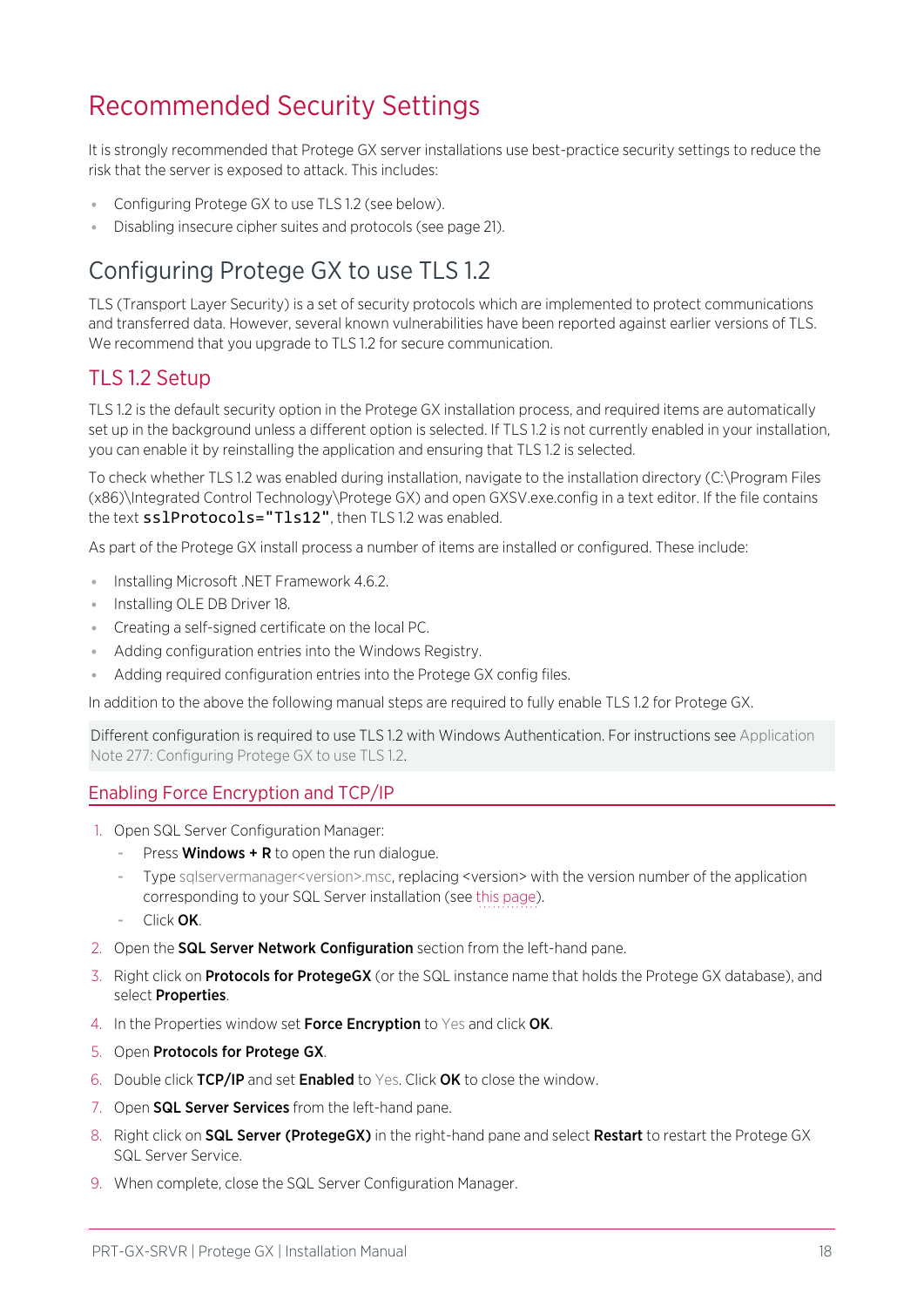# Recommended Security Settings

It is strongly recommended that Protege GX server installations use best-practice security settings to reduce the risk that the server is exposed to attack. This includes:

- Configuring Protege GX to use TLS 1.2 (see below).
- Disabling insecure cipher suites and protocols (see page 21).

## Configuring Protege GX to use TLS 1.2

TLS (Transport Layer Security) is a set of security protocols which are implemented to protect communications and transferred data. However, several known vulnerabilities have been reported against earlier versions of TLS. We recommend that you upgrade to TLS 1.2 for secure communication.

### TLS 1.2 Setup

TLS 1.2 is the default security option in the Protege GX installation process, and required items are automatically set up in the background unless a different option is selected. If TLS 1.2 is not currently enabled in your installation, you can enable it by reinstalling the application and ensuring that TLS 1.2 is selected.

To check whether TLS 1.2 was enabled during installation, navigate to the installation directory (C:\Program Files (x86)\Integrated Control Technology\Protege GX) and open GXSV.exe.config in a text editor. If the file contains the text `sslProtocols="Tls12"`, then TLS 1.2 was enabled.

As part of the Protege GX install process a number of items are installed or configured. These include:

- Installing Microsoft .NET Framework 4.6.2.
- Installing OLE DB Driver 18.
- Creating a self-signed certificate on the local PC.
- Adding configuration entries into the Windows Registry.
- Adding required configuration entries into the Protege GX config files.

In addition to the above the following manual steps are required to fully enable TLS 1.2 for Protege GX.

> Different configuration is required to use TLS 1.2 with Windows Authentication. For instructions see Application Note 277: Configuring Protege GX to use TLS 1.2.

#### Enabling Force Encryption and TCP/IP

1. Open SQL Server Configuration Manager:
   - Press **Windows + R** to open the run dialogue.
   - Type sqlservermanager<version>.msc, replacing <version> with the version number of the application corresponding to your SQL Server installation (see this page).
   - Click **OK**.
2. Open the **SQL Server Network Configuration** section from the left-hand pane.
3. Right click on **Protocols for ProtegeGX** (or the SQL instance name that holds the Protege GX database), and select **Properties**.
4. In the Properties window set **Force Encryption** to Yes and click **OK**.
5. Open **Protocols for Protege GX**.
6. Double click **TCP/IP** and set **Enabled** to Yes. Click **OK** to close the window.
7. Open **SQL Server Services** from the left-hand pane.
8. Right click on **SQL Server (ProtegeGX)** in the right-hand pane and select **Restart** to restart the Protege GX SQL Server Service.
9. When complete, close the SQL Server Configuration Manager.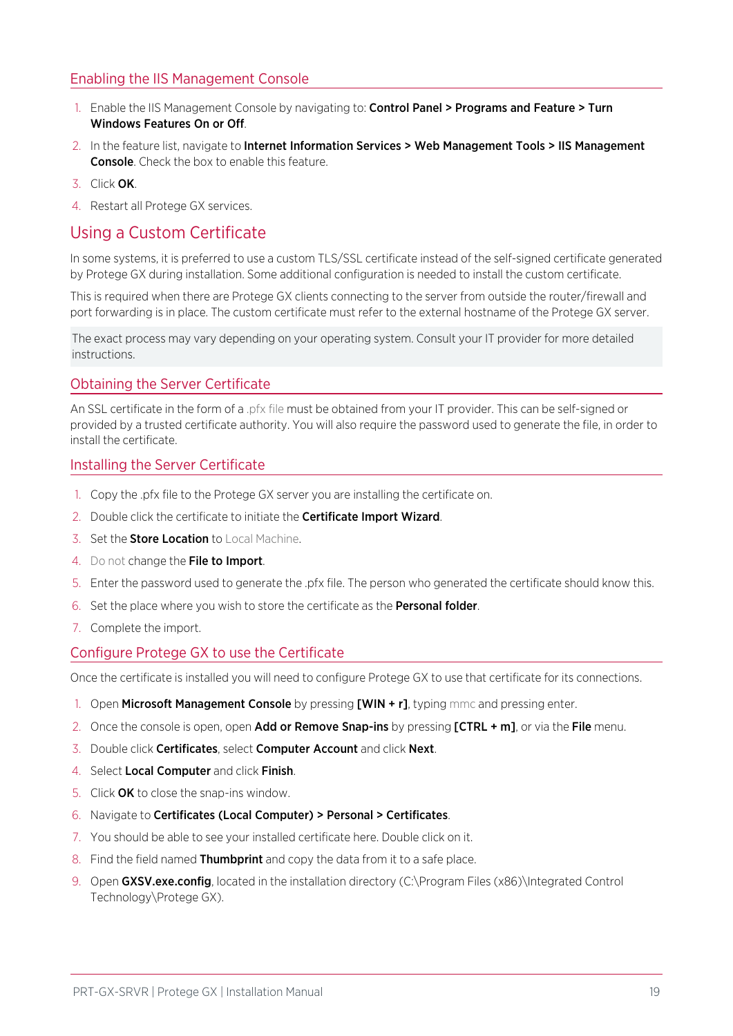### Enabling the IIS Management Console

1. Enable the IIS Management Console by navigating to: **Control Panel > Programs and Feature > Turn Windows Features On or Off**.
2. In the feature list, navigate to **Internet Information Services > Web Management Tools > IIS Management Console**. Check the box to enable this feature.
3. Click **OK**.
4. Restart all Protege GX services.

## Using a Custom Certificate

In some systems, it is preferred to use a custom TLS/SSL certificate instead of the self-signed certificate generated by Protege GX during installation. Some additional configuration is needed to install the custom certificate.

This is required when there are Protege GX clients connecting to the server from outside the router/firewall and port forwarding is in place. The custom certificate must refer to the external hostname of the Protege GX server.

The exact process may vary depending on your operating system. Consult your IT provider for more detailed instructions.

### Obtaining the Server Certificate

An SSL certificate in the form of a .pfx file must be obtained from your IT provider. This can be self-signed or provided by a trusted certificate authority. You will also require the password used to generate the file, in order to install the certificate.

### Installing the Server Certificate

1. Copy the .pfx file to the Protege GX server you are installing the certificate on.
2. Double click the certificate to initiate the **Certificate Import Wizard**.
3. Set the **Store Location** to Local Machine.
4. Do not change the **File to Import**.
5. Enter the password used to generate the .pfx file. The person who generated the certificate should know this.
6. Set the place where you wish to store the certificate as the **Personal folder**.
7. Complete the import.

### Configure Protege GX to use the Certificate

Once the certificate is installed you will need to configure Protege GX to use that certificate for its connections.

1. Open **Microsoft Management Console** by pressing **[WIN + r]**, typing mmc and pressing enter.
2. Once the console is open, open **Add or Remove Snap-ins** by pressing **[CTRL + m]**, or via the **File** menu.
3. Double click **Certificates**, select **Computer Account** and click **Next**.
4. Select **Local Computer** and click **Finish**.
5. Click **OK** to close the snap-ins window.
6. Navigate to **Certificates (Local Computer) > Personal > Certificates**.
7. You should be able to see your installed certificate here. Double click on it.
8. Find the field named **Thumbprint** and copy the data from it to a safe place.
9. Open **GXSV.exe.config**, located in the installation directory (C:\Program Files (x86)\Integrated Control Technology\Protege GX).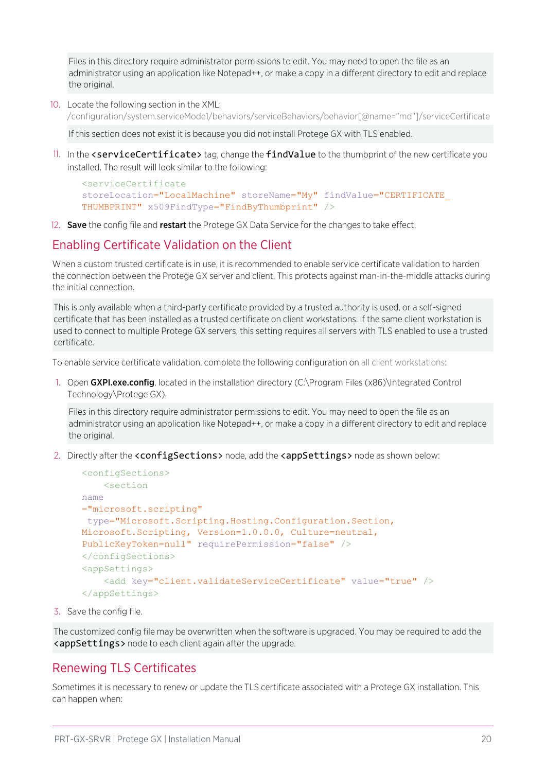> Files in this directory require administrator permissions to edit. You may need to open the file as an administrator using an application like Notepad++, or make a copy in a different directory to edit and replace the original.

10. Locate the following section in the XML:
    /configuration/system.serviceModel/behaviors/serviceBehaviors/behavior[@name="md"]/serviceCertificate

    > If this section does not exist it is because you did not install Protege GX with TLS enabled.

11. In the `<serviceCertificate>` tag, change the `findValue` to the thumbprint of the new certificate you installed. The result will look similar to the following:

    ```
    <serviceCertificate
    storeLocation="LocalMachine" storeName="My" findValue="CERTIFICATE_
    THUMBPRINT" x509FindType="FindByThumbprint" />
    ```

12. **Save** the config file and **restart** the Protege GX Data Service for the changes to take effect.

## Enabling Certificate Validation on the Client

When a custom trusted certificate is in use, it is recommended to enable service certificate validation to harden the connection between the Protege GX server and client. This protects against man-in-the-middle attacks during the initial connection.

> This is only available when a third-party certificate provided by a trusted authority is used, or a self-signed certificate that has been installed as a trusted certificate on client workstations. If the same client workstation is used to connect to multiple Protege GX servers, this setting requires all servers with TLS enabled to use a trusted certificate.

To enable service certificate validation, complete the following configuration on all client workstations:

1. Open **GXPI.exe.config**, located in the installation directory (C:\Program Files (x86)\Integrated Control Technology\Protege GX).

    > Files in this directory require administrator permissions to edit. You may need to open the file as an administrator using an application like Notepad++, or make a copy in a different directory to edit and replace the original.

2. Directly after the `<configSections>` node, add the `<appSettings>` node as shown below:

    ```
    <configSections>
        <section
    name
    ="microsoft.scripting"
     type="Microsoft.Scripting.Hosting.Configuration.Section,
    Microsoft.Scripting, Version=1.0.0.0, Culture=neutral,
    PublicKeyToken=null" requirePermission="false" />
    </configSections>
    <appSettings>
        <add key="client.validateServiceCertificate" value="true" />
    </appSettings>
    ```

3. Save the config file.

> The customized config file may be overwritten when the software is upgraded. You may be required to add the `<appSettings>` node to each client again after the upgrade.

## Renewing TLS Certificates

Sometimes it is necessary to renew or update the TLS certificate associated with a Protege GX installation. This can happen when: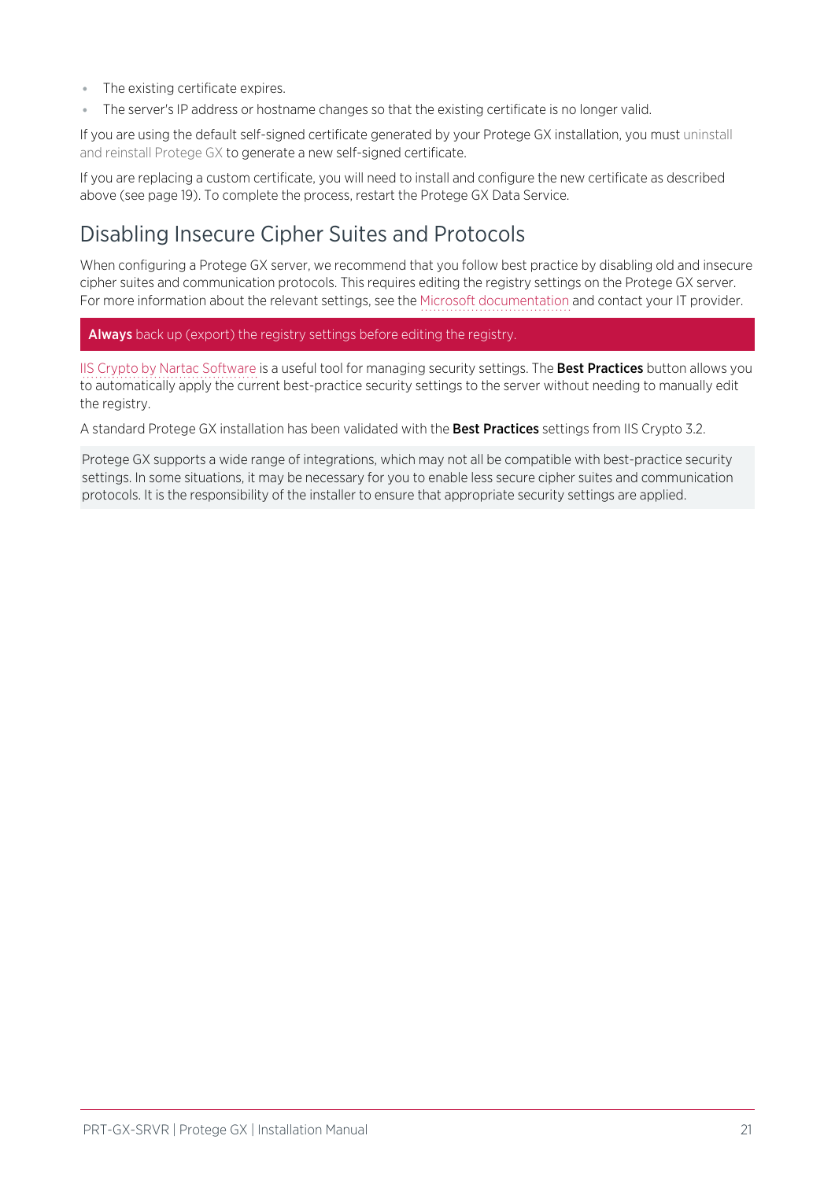- The existing certificate expires.
- The server's IP address or hostname changes so that the existing certificate is no longer valid.

If you are using the default self-signed certificate generated by your Protege GX installation, you must uninstall and reinstall Protege GX to generate a new self-signed certificate.

If you are replacing a custom certificate, you will need to install and configure the new certificate as described above (see page 19). To complete the process, restart the Protege GX Data Service.

## Disabling Insecure Cipher Suites and Protocols

When configuring a Protege GX server, we recommend that you follow best practice by disabling old and insecure cipher suites and communication protocols. This requires editing the registry settings on the Protege GX server. For more information about the relevant settings, see the Microsoft documentation and contact your IT provider.

**Always** back up (export) the registry settings before editing the registry.

IIS Crypto by Nartac Software is a useful tool for managing security settings. The **Best Practices** button allows you to automatically apply the current best-practice security settings to the server without needing to manually edit the registry.

A standard Protege GX installation has been validated with the **Best Practices** settings from IIS Crypto 3.2.

Protege GX supports a wide range of integrations, which may not all be compatible with best-practice security settings. In some situations, it may be necessary for you to enable less secure cipher suites and communication protocols. It is the responsibility of the installer to ensure that appropriate security settings are applied.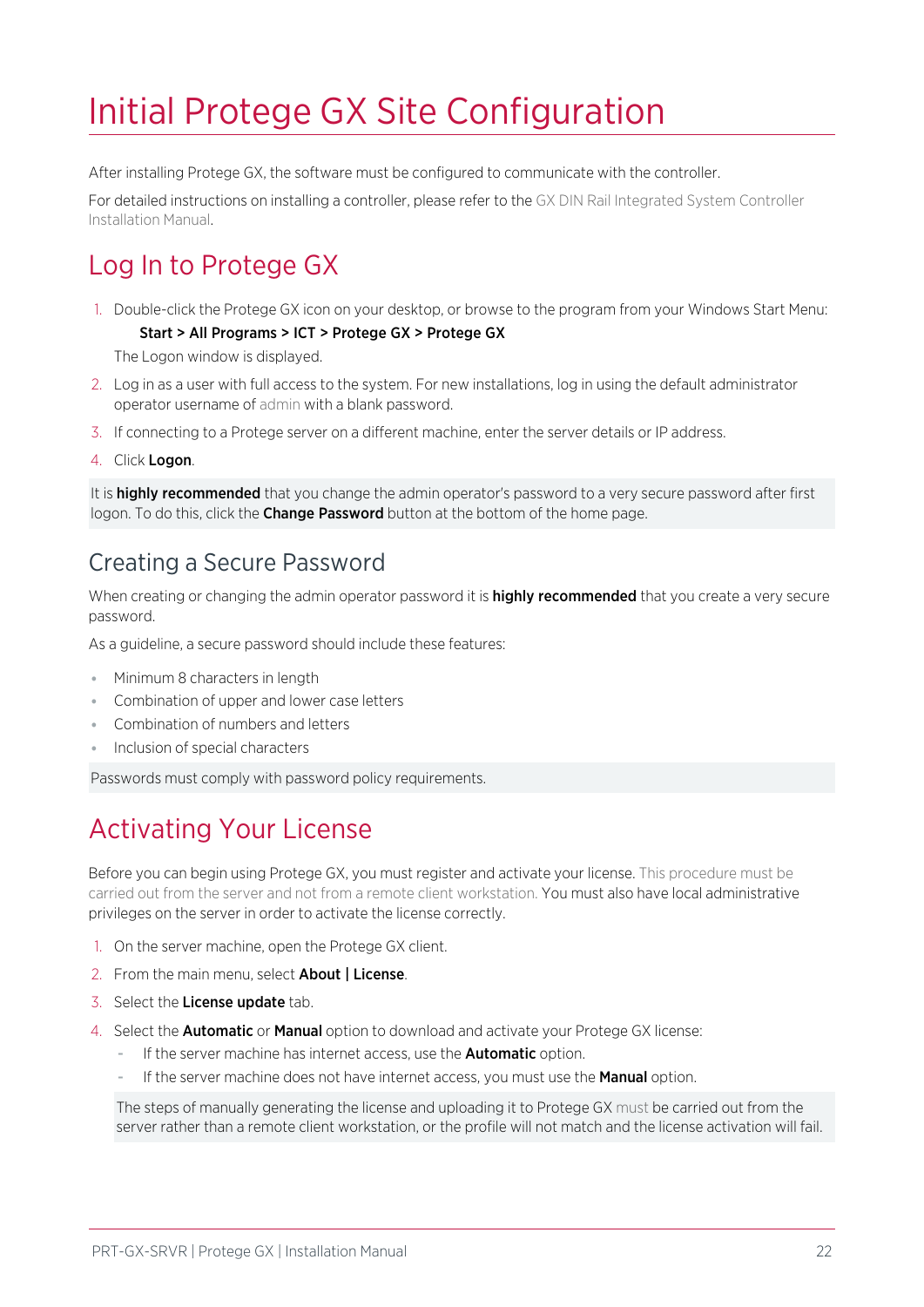# Initial Protege GX Site Configuration

After installing Protege GX, the software must be configured to communicate with the controller.

For detailed instructions on installing a controller, please refer to the GX DIN Rail Integrated System Controller Installation Manual.

## Log In to Protege GX

1. Double-click the Protege GX icon on your desktop, or browse to the program from your Windows Start Menu:

   **Start > All Programs > ICT > Protege GX > Protege GX**

   The Logon window is displayed.

2. Log in as a user with full access to the system. For new installations, log in using the default administrator operator username of admin with a blank password.
3. If connecting to a Protege server on a different machine, enter the server details or IP address.
4. Click **Logon**.

It is **highly recommended** that you change the admin operator's password to a very secure password after first logon. To do this, click the **Change Password** button at the bottom of the home page.

### Creating a Secure Password

When creating or changing the admin operator password it is **highly recommended** that you create a very secure password.

As a guideline, a secure password should include these features:

- Minimum 8 characters in length
- Combination of upper and lower case letters
- Combination of numbers and letters
- Inclusion of special characters

Passwords must comply with password policy requirements.

## Activating Your License

Before you can begin using Protege GX, you must register and activate your license. This procedure must be carried out from the server and not from a remote client workstation. You must also have local administrative privileges on the server in order to activate the license correctly.

1. On the server machine, open the Protege GX client.
2. From the main menu, select **About | License**.
3. Select the **License update** tab.
4. Select the **Automatic** or **Manual** option to download and activate your Protege GX license:
   - If the server machine has internet access, use the **Automatic** option.
   - If the server machine does not have internet access, you must use the **Manual** option.

   The steps of manually generating the license and uploading it to Protege GX must be carried out from the server rather than a remote client workstation, or the profile will not match and the license activation will fail.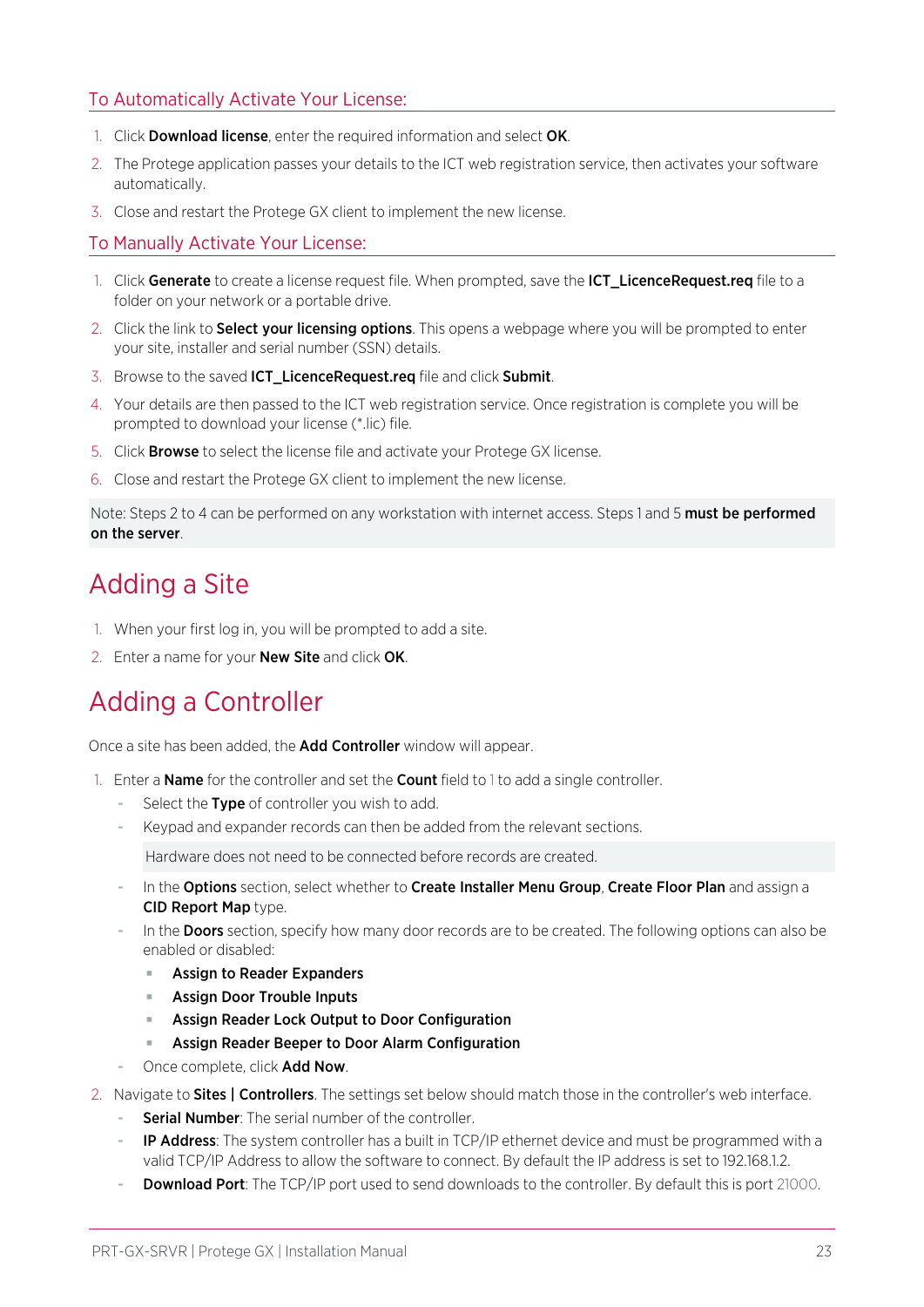### To Automatically Activate Your License:

1. Click **Download license**, enter the required information and select **OK**.
2. The Protege application passes your details to the ICT web registration service, then activates your software automatically.
3. Close and restart the Protege GX client to implement the new license.

### To Manually Activate Your License:

1. Click **Generate** to create a license request file. When prompted, save the **ICT_LicenceRequest.req** file to a folder on your network or a portable drive.
2. Click the link to **Select your licensing options**. This opens a webpage where you will be prompted to enter your site, installer and serial number (SSN) details.
3. Browse to the saved **ICT_LicenceRequest.req** file and click **Submit**.
4. Your details are then passed to the ICT web registration service. Once registration is complete you will be prompted to download your license (*.lic) file.
5. Click **Browse** to select the license file and activate your Protege GX license.
6. Close and restart the Protege GX client to implement the new license.

Note: Steps 2 to 4 can be performed on any workstation with internet access. Steps 1 and 5 **must be performed on the server**.

## Adding a Site

1. When your first log in, you will be prompted to add a site.
2. Enter a name for your **New Site** and click **OK**.

## Adding a Controller

Once a site has been added, the **Add Controller** window will appear.

1. Enter a **Name** for the controller and set the **Count** field to 1 to add a single controller.
   - Select the **Type** of controller you wish to add.
   - Keypad and expander records can then be added from the relevant sections.

     Hardware does not need to be connected before records are created.

   - In the **Options** section, select whether to **Create Installer Menu Group**, **Create Floor Plan** and assign a **CID Report Map** type.
   - In the **Doors** section, specify how many door records are to be created. The following options can also be enabled or disabled:
     - **Assign to Reader Expanders**
     - **Assign Door Trouble Inputs**
     - **Assign Reader Lock Output to Door Configuration**
     - **Assign Reader Beeper to Door Alarm Configuration**
   - Once complete, click **Add Now**.
2. Navigate to **Sites | Controllers**. The settings set below should match those in the controller's web interface.
   - **Serial Number**: The serial number of the controller.
   - **IP Address**: The system controller has a built in TCP/IP ethernet device and must be programmed with a valid TCP/IP Address to allow the software to connect. By default the IP address is set to 192.168.1.2.
   - **Download Port**: The TCP/IP port used to send downloads to the controller. By default this is port 21000.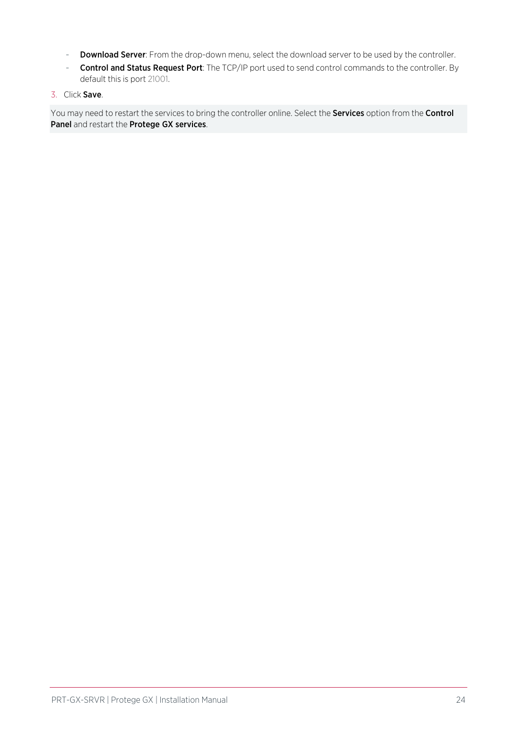- **Download Server**: From the drop-down menu, select the download server to be used by the controller.
- **Control and Status Request Port**: The TCP/IP port used to send control commands to the controller. By default this is port 21001.

3. Click **Save**.

You may need to restart the services to bring the controller online. Select the **Services** option from the **Control Panel** and restart the **Protege GX services**.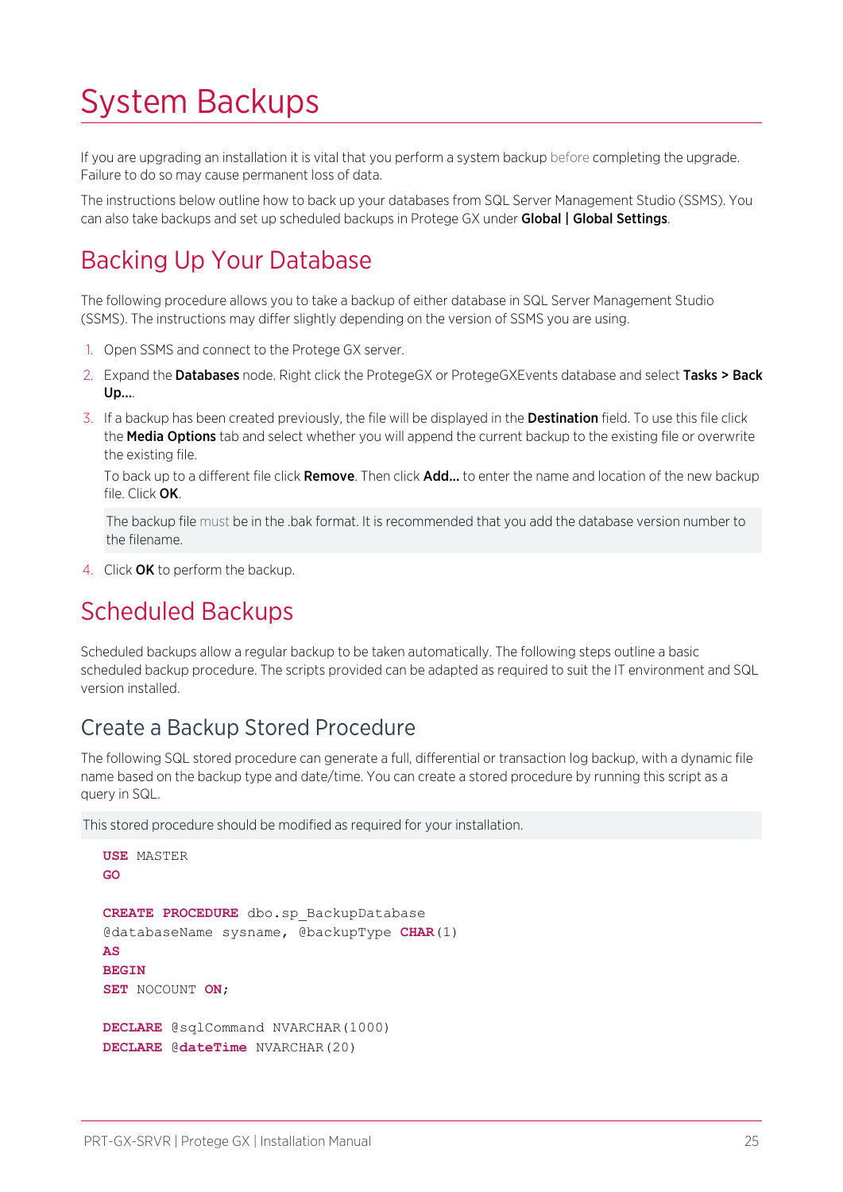# System Backups

If you are upgrading an installation it is vital that you perform a system backup before completing the upgrade. Failure to do so may cause permanent loss of data.

The instructions below outline how to back up your databases from SQL Server Management Studio (SSMS). You can also take backups and set up scheduled backups in Protege GX under **Global | Global Settings**.

## Backing Up Your Database

The following procedure allows you to take a backup of either database in SQL Server Management Studio (SSMS). The instructions may differ slightly depending on the version of SSMS you are using.

1. Open SSMS and connect to the Protege GX server.
2. Expand the **Databases** node. Right click the ProtegeGX or ProtegeGXEvents database and select **Tasks > Back Up...**.
3. If a backup has been created previously, the file will be displayed in the **Destination** field. To use this file click the **Media Options** tab and select whether you will append the current backup to the existing file or overwrite the existing file.

   To back up to a different file click **Remove**. Then click **Add...** to enter the name and location of the new backup file. Click **OK**.

   The backup file must be in the .bak format. It is recommended that you add the database version number to the filename.

4. Click **OK** to perform the backup.

## Scheduled Backups

Scheduled backups allow a regular backup to be taken automatically. The following steps outline a basic scheduled backup procedure. The scripts provided can be adapted as required to suit the IT environment and SQL version installed.

### Create a Backup Stored Procedure

The following SQL stored procedure can generate a full, differential or transaction log backup, with a dynamic file name based on the backup type and date/time. You can create a stored procedure by running this script as a query in SQL.

This stored procedure should be modified as required for your installation.

```
USE MASTER
GO

CREATE PROCEDURE dbo.sp_BackupDatabase
@databaseName sysname, @backupType CHAR(1)
AS
BEGIN
SET NOCOUNT ON;

DECLARE @sqlCommand NVARCHAR(1000)
DECLARE @dateTime NVARCHAR(20)
```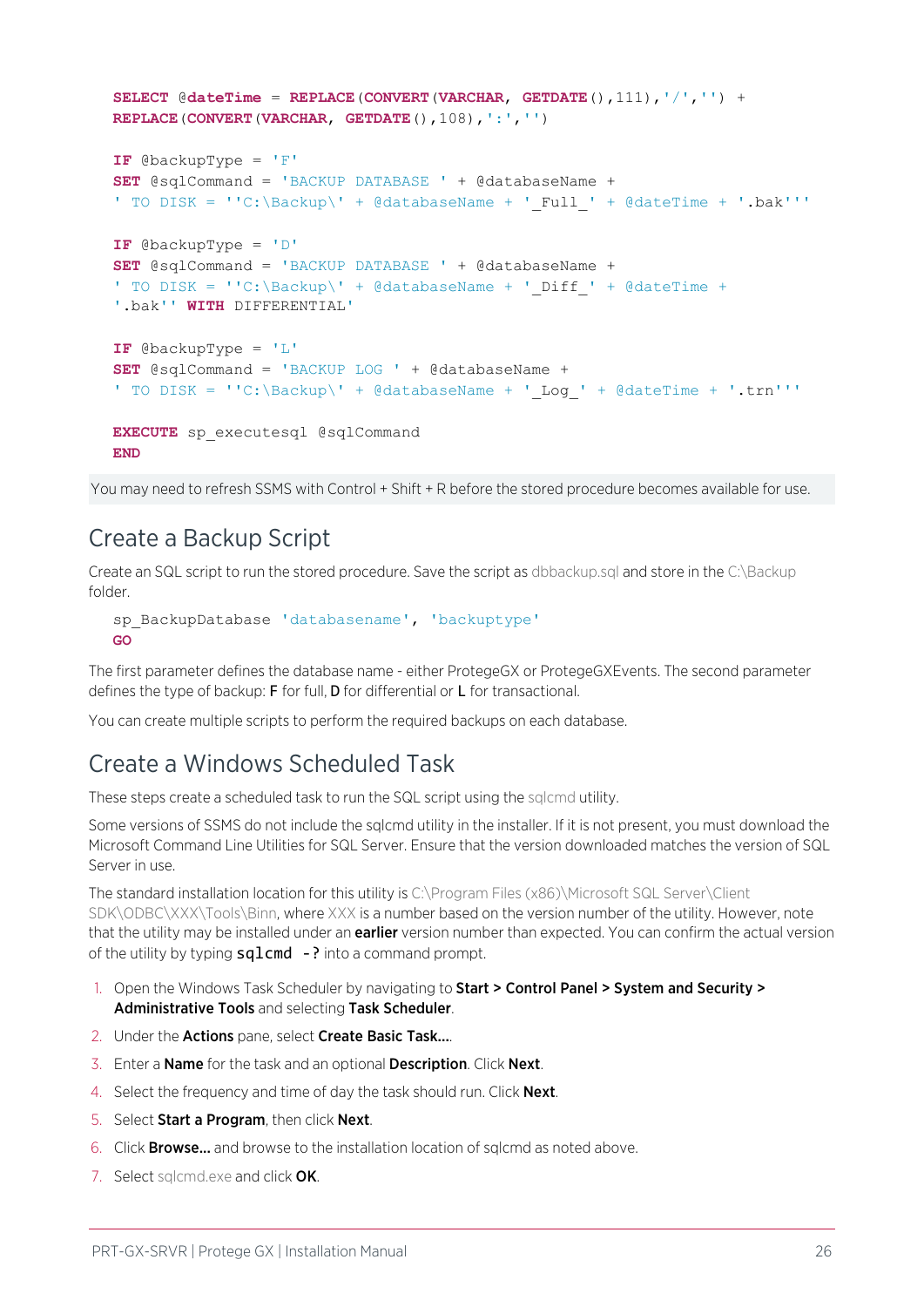```
SELECT @dateTime = REPLACE(CONVERT(VARCHAR, GETDATE(),111),'/','') +
REPLACE(CONVERT(VARCHAR, GETDATE(),108),':','')

IF @backupType = 'F'
SET @sqlCommand = 'BACKUP DATABASE ' + @databaseName +
' TO DISK = ''C:\Backup\' + @databaseName + '_Full_' + @dateTime + '.bak'''

IF @backupType = 'D'
SET @sqlCommand = 'BACKUP DATABASE ' + @databaseName +
' TO DISK = ''C:\Backup\' + @databaseName + '_Diff_' + @dateTime +
'.bak'' WITH DIFFERENTIAL'

IF @backupType = 'L'
SET @sqlCommand = 'BACKUP LOG ' + @databaseName +
' TO DISK = ''C:\Backup\' + @databaseName + '_Log_' + @dateTime + '.trn'''

EXECUTE sp_executesql @sqlCommand
END
```

You may need to refresh SSMS with Control + Shift + R before the stored procedure becomes available for use.

## Create a Backup Script

Create an SQL script to run the stored procedure. Save the script as dbbackup.sql and store in the C:\Backup folder.

```
sp_BackupDatabase 'databasename', 'backuptype'
GO
```

The first parameter defines the database name - either ProtegeGX or ProtegeGXEvents. The second parameter defines the type of backup: **F** for full, **D** for differential or **L** for transactional.

You can create multiple scripts to perform the required backups on each database.

## Create a Windows Scheduled Task

These steps create a scheduled task to run the SQL script using the sqlcmd utility.

Some versions of SSMS do not include the sqlcmd utility in the installer. If it is not present, you must download the Microsoft Command Line Utilities for SQL Server. Ensure that the version downloaded matches the version of SQL Server in use.

The standard installation location for this utility is C:\Program Files (x86)\Microsoft SQL Server\Client SDK\ODBC\XXX\Tools\Binn, where XXX is a number based on the version number of the utility. However, note that the utility may be installed under an **earlier** version number than expected. You can confirm the actual version of the utility by typing `sqlcmd -?` into a command prompt.

1. Open the Windows Task Scheduler by navigating to **Start > Control Panel > System and Security > Administrative Tools** and selecting **Task Scheduler**.
2. Under the **Actions** pane, select **Create Basic Task...**.
3. Enter a **Name** for the task and an optional **Description**. Click **Next**.
4. Select the frequency and time of day the task should run. Click **Next**.
5. Select **Start a Program**, then click **Next**.
6. Click **Browse...** and browse to the installation location of sqlcmd as noted above.
7. Select sqlcmd.exe and click **OK**.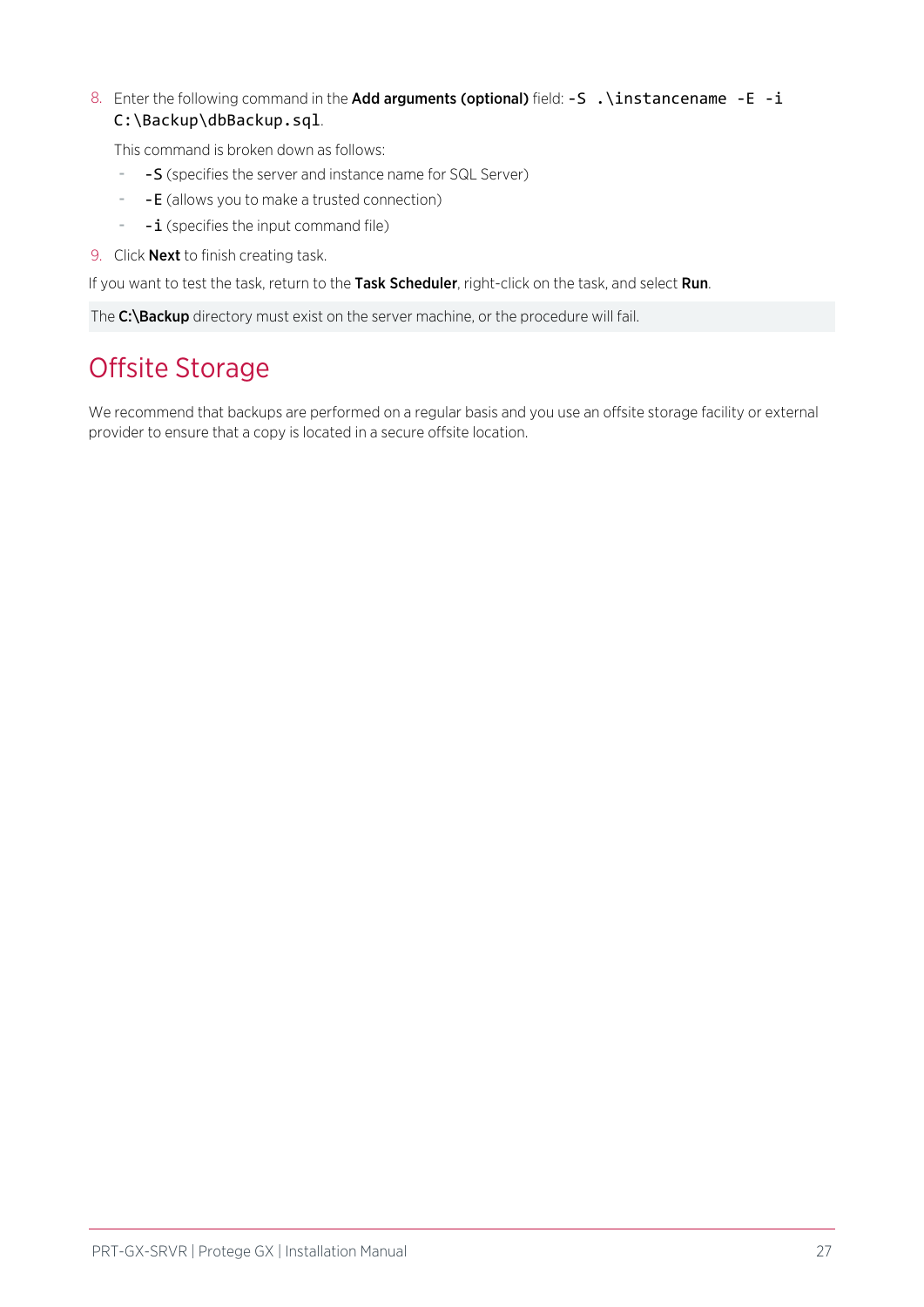8. Enter the following command in the **Add arguments (optional)** field: `-S .\instancename -E -i C:\Backup\dbBackup.sql`.

   This command is broken down as follows:

   - `-S` (specifies the server and instance name for SQL Server)
   - `-E` (allows you to make a trusted connection)
   - `-i` (specifies the input command file)

9. Click **Next** to finish creating task.

If you want to test the task, return to the **Task Scheduler**, right-click on the task, and select **Run**.

The **C:\Backup** directory must exist on the server machine, or the procedure will fail.

# Offsite Storage

We recommend that backups are performed on a regular basis and you use an offsite storage facility or external provider to ensure that a copy is located in a secure offsite location.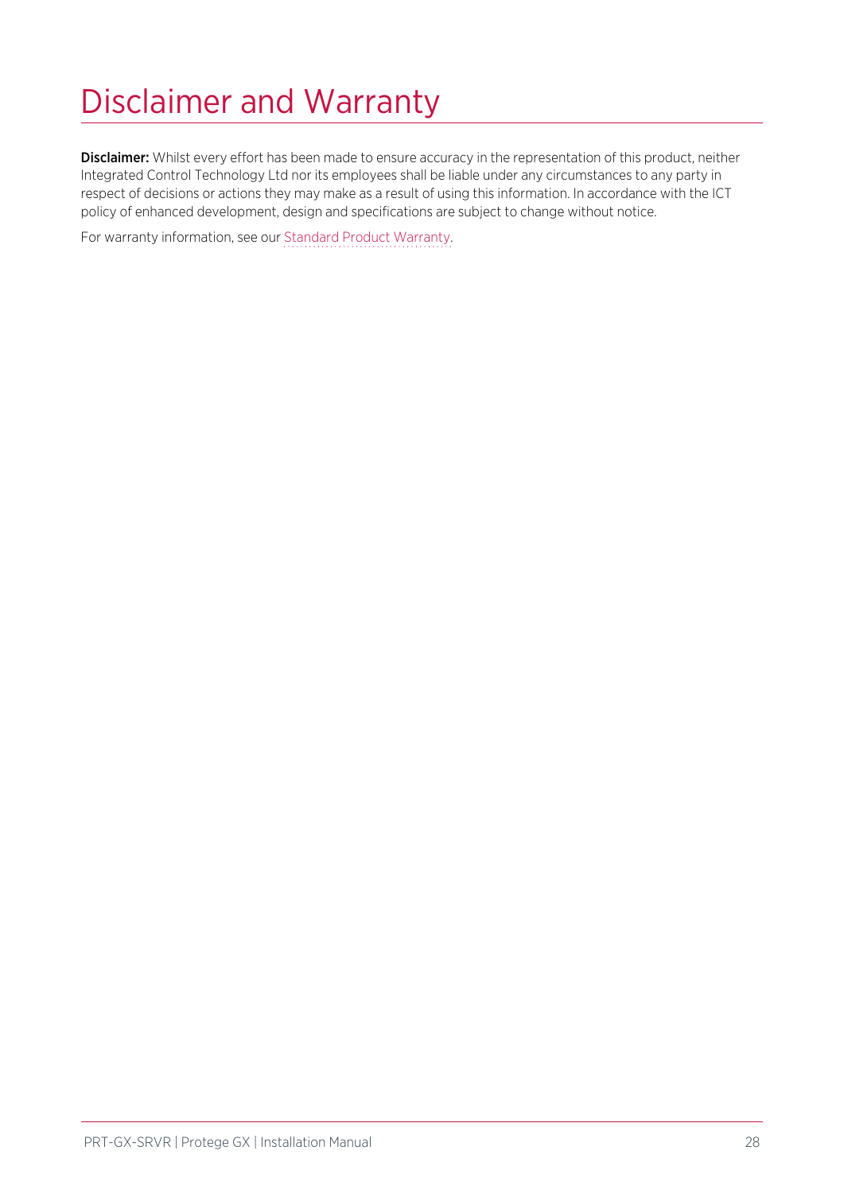# Disclaimer and Warranty

**Disclaimer:** Whilst every effort has been made to ensure accuracy in the representation of this product, neither Integrated Control Technology Ltd nor its employees shall be liable under any circumstances to any party in respect of decisions or actions they may make as a result of using this information. In accordance with the ICT policy of enhanced development, design and specifications are subject to change without notice.

For warranty information, see our Standard Product Warranty.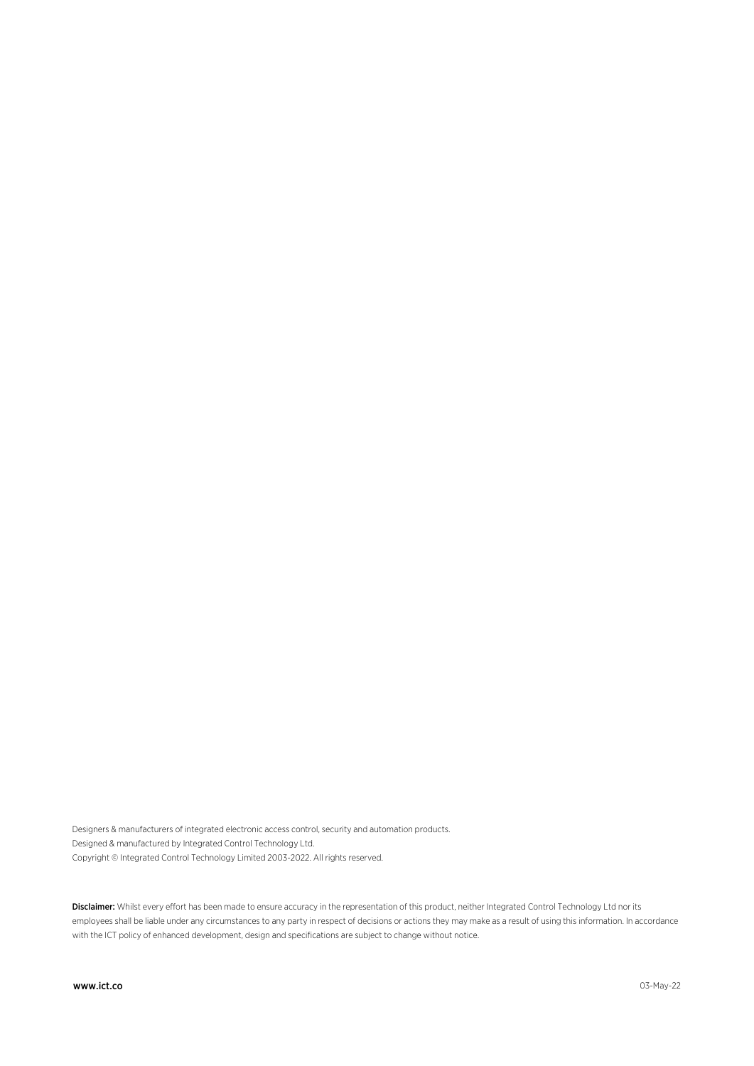Designers & manufacturers of integrated electronic access control, security and automation products.
Designed & manufactured by Integrated Control Technology Ltd.
Copyright © Integrated Control Technology Limited 2003-2022. All rights reserved.

**Disclaimer:** Whilst every effort has been made to ensure accuracy in the representation of this product, neither Integrated Control Technology Ltd nor its employees shall be liable under any circumstances to any party in respect of decisions or actions they may make as a result of using this information. In accordance with the ICT policy of enhanced development, design and specifications are subject to change without notice.

**www.ict.co**

03-May-22